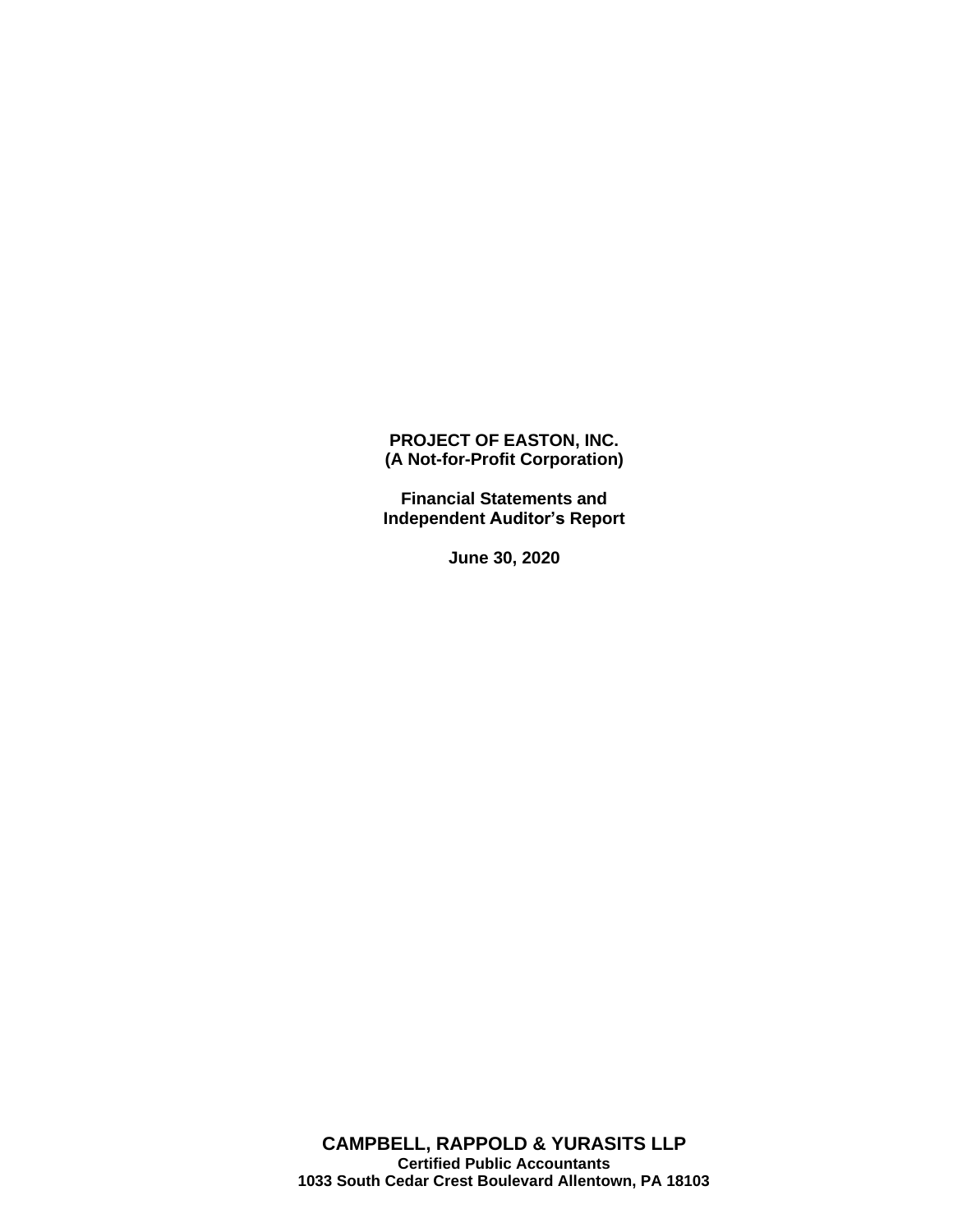**PROJECT OF EASTON, INC.**
**(A Not-for-Profit Corporation)**

**Financial Statements and**
**Independent Auditor's Report**

**June 30, 2020**

**CAMPBELL, RAPPOLD & YURASITS LLP**
**Certified Public Accountants**
**1033 South Cedar Crest Boulevard Allentown, PA 18103**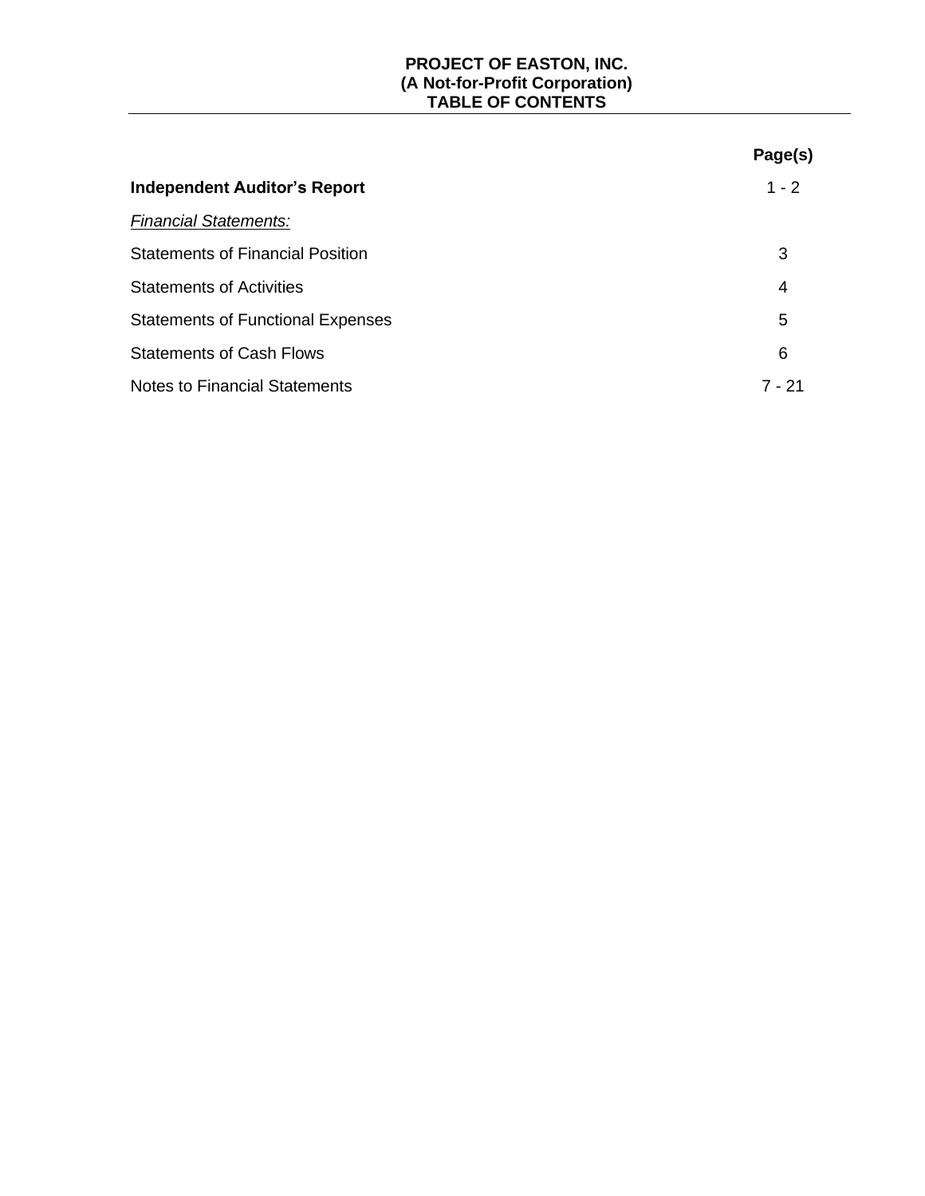**PROJECT OF EASTON, INC.**
**(A Not-for-Profit Corporation)**
**TABLE OF CONTENTS**

| | Page(s) |
|---|---|
| **Independent Auditor's Report** | 1 - 2 |
| *Financial Statements:* | |
| Statements of Financial Position | 3 |
| Statements of Activities | 4 |
| Statements of Functional Expenses | 5 |
| Statements of Cash Flows | 6 |
| Notes to Financial Statements | 7 - 21 |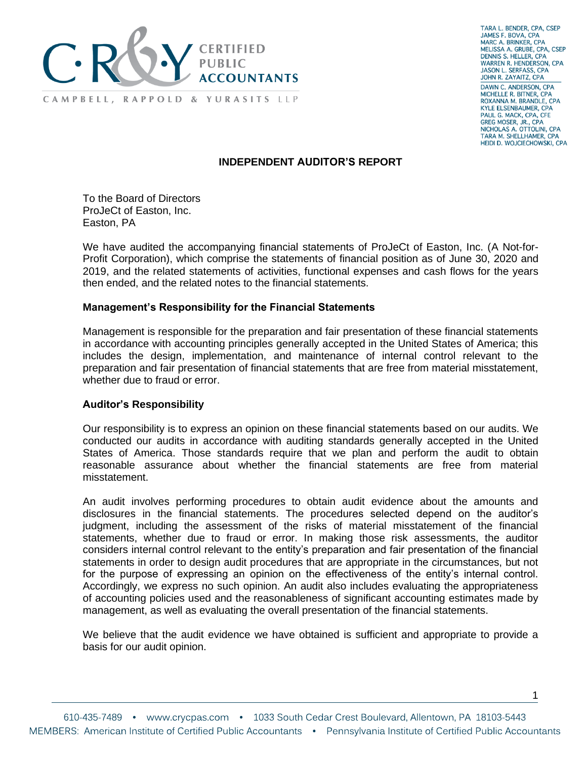CAMPBELL, RAPPOLD & YURASITS LLP

CERTIFIED PUBLIC ACCOUNTANTS

TARA L. BENDER, CPA, CSEP
JAMES F. BOVA, CPA
MARC A. BRINKER, CPA
MELISSA A. GRUBE, CPA, CSEP
DENNIS S. HELLER, CPA
WARREN R. HENDERSON, CPA
JASON L. SERFASS, CPA
JOHN R. ZAYAITZ, CPA

DAWN C. ANDERSON, CPA
MICHELLE R. BITNER, CPA
ROXANNA M. BRANDLE, CPA
KYLE ELSENBAUMER, CPA
PAUL G. MACK, CPA, CFE
GREG MOSER, JR., CPA
NICHOLAS A. OTTOLINI, CPA
TARA M. SHELLHAMER, CPA
HEIDI D. WOJCIECHOWSKI, CPA

## INDEPENDENT AUDITOR'S REPORT

To the Board of Directors
ProJeCt of Easton, Inc.
Easton, PA

We have audited the accompanying financial statements of ProJeCt of Easton, Inc. (A Not-for-Profit Corporation), which comprise the statements of financial position as of June 30, 2020 and 2019, and the related statements of activities, functional expenses and cash flows for the years then ended, and the related notes to the financial statements.

### Management's Responsibility for the Financial Statements

Management is responsible for the preparation and fair presentation of these financial statements in accordance with accounting principles generally accepted in the United States of America; this includes the design, implementation, and maintenance of internal control relevant to the preparation and fair presentation of financial statements that are free from material misstatement, whether due to fraud or error.

### Auditor's Responsibility

Our responsibility is to express an opinion on these financial statements based on our audits. We conducted our audits in accordance with auditing standards generally accepted in the United States of America. Those standards require that we plan and perform the audit to obtain reasonable assurance about whether the financial statements are free from material misstatement.

An audit involves performing procedures to obtain audit evidence about the amounts and disclosures in the financial statements. The procedures selected depend on the auditor's judgment, including the assessment of the risks of material misstatement of the financial statements, whether due to fraud or error. In making those risk assessments, the auditor considers internal control relevant to the entity's preparation and fair presentation of the financial statements in order to design audit procedures that are appropriate in the circumstances, but not for the purpose of expressing an opinion on the effectiveness of the entity's internal control. Accordingly, we express no such opinion. An audit also includes evaluating the appropriateness of accounting policies used and the reasonableness of significant accounting estimates made by management, as well as evaluating the overall presentation of the financial statements.

We believe that the audit evidence we have obtained is sufficient and appropriate to provide a basis for our audit opinion.

610-435-7489 • www.crycpas.com • 1033 South Cedar Crest Boulevard, Allentown, PA 18103-5443
MEMBERS: American Institute of Certified Public Accountants • Pennsylvania Institute of Certified Public Accountants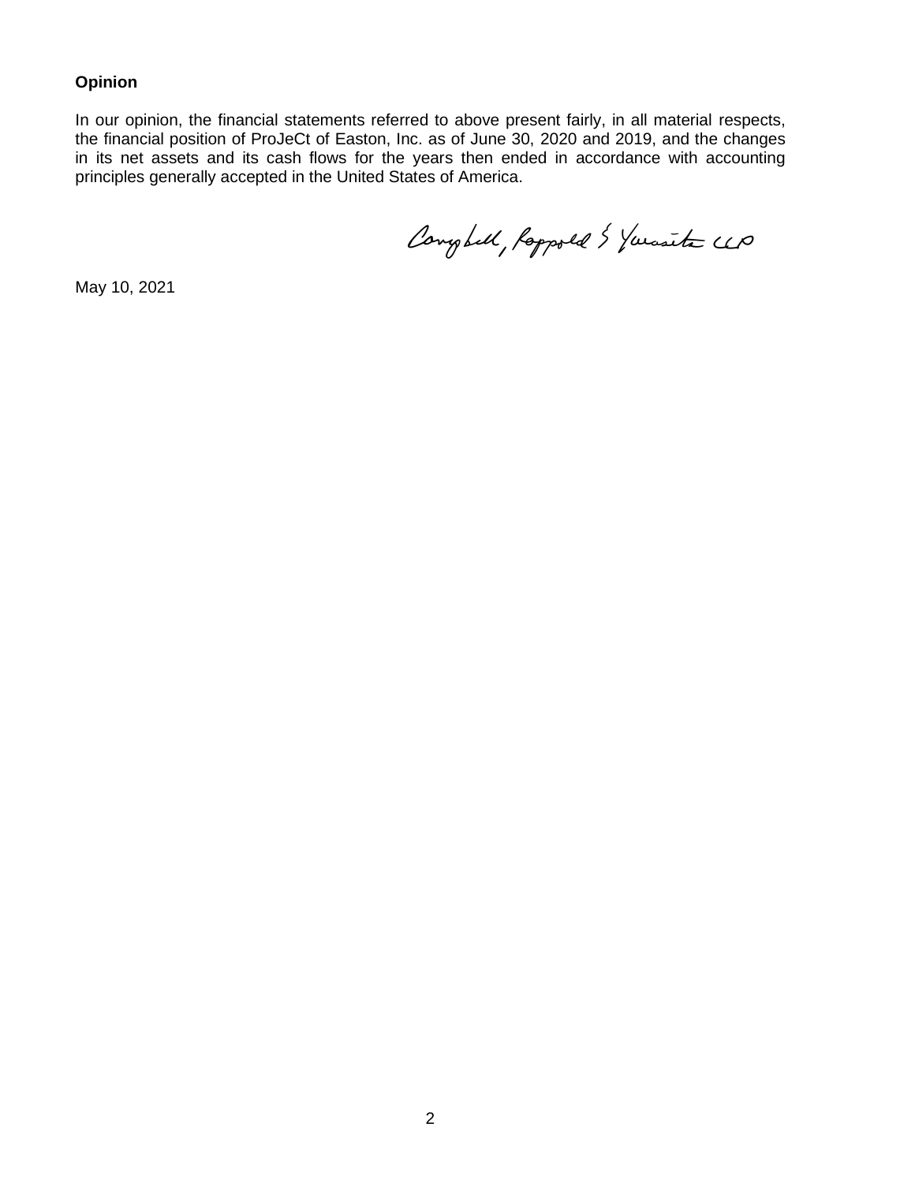**Opinion**

In our opinion, the financial statements referred to above present fairly, in all material respects, the financial position of ProJeCt of Easton, Inc. as of June 30, 2020 and 2019, and the changes in its net assets and its cash flows for the years then ended in accordance with accounting principles generally accepted in the United States of America.

Campbell, Rappold & Yurasits LLP

May 10, 2021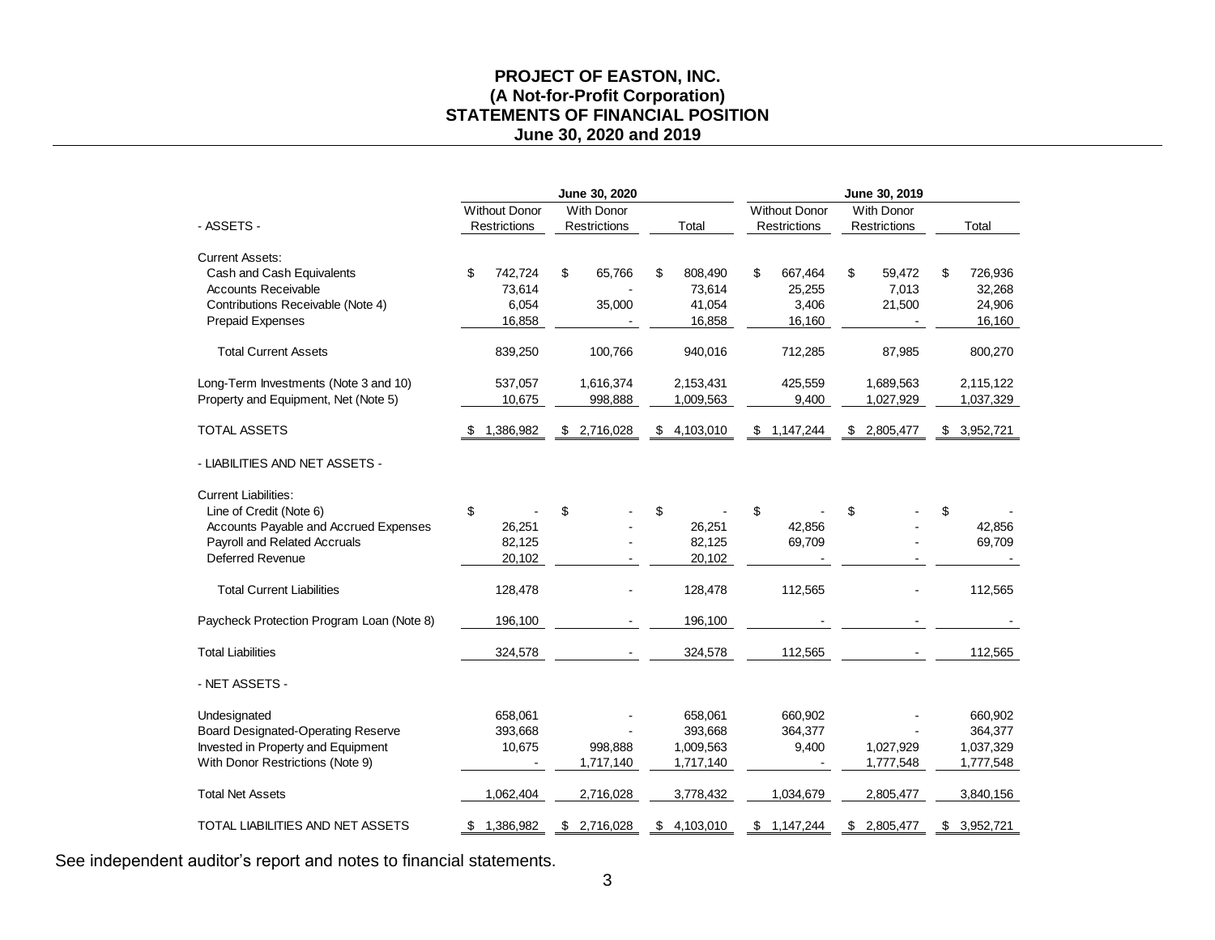# PROJECT OF EASTON, INC.
## (A Not-for-Profit Corporation)
## STATEMENTS OF FINANCIAL POSITION
## June 30, 2020 and 2019

| | June 30, 2020 | | | June 30, 2019 | | |
|---|---|---|---|---|---|---|
| - ASSETS - | Without Donor Restrictions | With Donor Restrictions | Total | Without Donor Restrictions | With Donor Restrictions | Total |
| **Current Assets:** | | | | | | |
| Cash and Cash Equivalents | $ 742,724 | $ 65,766 | $ 808,490 | $ 667,464 | $ 59,472 | $ 726,936 |
| Accounts Receivable | 73,614 | - | 73,614 | 25,255 | 7,013 | 32,268 |
| Contributions Receivable (Note 4) | 6,054 | 35,000 | 41,054 | 3,406 | 21,500 | 24,906 |
| Prepaid Expenses | 16,858 | - | 16,858 | 16,160 | - | 16,160 |
| Total Current Assets | 839,250 | 100,766 | 940,016 | 712,285 | 87,985 | 800,270 |
| Long-Term Investments (Note 3 and 10) | 537,057 | 1,616,374 | 2,153,431 | 425,559 | 1,689,563 | 2,115,122 |
| Property and Equipment, Net (Note 5) | 10,675 | 998,888 | 1,009,563 | 9,400 | 1,027,929 | 1,037,329 |
| TOTAL ASSETS | $ 1,386,982 | $ 2,716,028 | $ 4,103,010 | $ 1,147,244 | $ 2,805,477 | $ 3,952,721 |
| - LIABILITIES AND NET ASSETS - | | | | | | |
| **Current Liabilities:** | | | | | | |
| Line of Credit (Note 6) | $ - | $ - | $ - | $ - | $ - | $ - |
| Accounts Payable and Accrued Expenses | 26,251 | - | 26,251 | 42,856 | - | 42,856 |
| Payroll and Related Accruals | 82,125 | - | 82,125 | 69,709 | - | 69,709 |
| Deferred Revenue | 20,102 | - | 20,102 | - | - | - |
| Total Current Liabilities | 128,478 | - | 128,478 | 112,565 | - | 112,565 |
| Paycheck Protection Program Loan (Note 8) | 196,100 | - | 196,100 | - | - | - |
| Total Liabilities | 324,578 | - | 324,578 | 112,565 | - | 112,565 |
| - NET ASSETS - | | | | | | |
| Undesignated | 658,061 | - | 658,061 | 660,902 | - | 660,902 |
| Board Designated-Operating Reserve | 393,668 | - | 393,668 | 364,377 | - | 364,377 |
| Invested in Property and Equipment | 10,675 | 998,888 | 1,009,563 | 9,400 | 1,027,929 | 1,037,329 |
| With Donor Restrictions (Note 9) | - | 1,717,140 | 1,717,140 | - | 1,777,548 | 1,777,548 |
| Total Net Assets | 1,062,404 | 2,716,028 | 3,778,432 | 1,034,679 | 2,805,477 | 3,840,156 |
| TOTAL LIABILITIES AND NET ASSETS | $ 1,386,982 | $ 2,716,028 | $ 4,103,010 | $ 1,147,244 | $ 2,805,477 | $ 3,952,721 |

See independent auditor's report and notes to financial statements.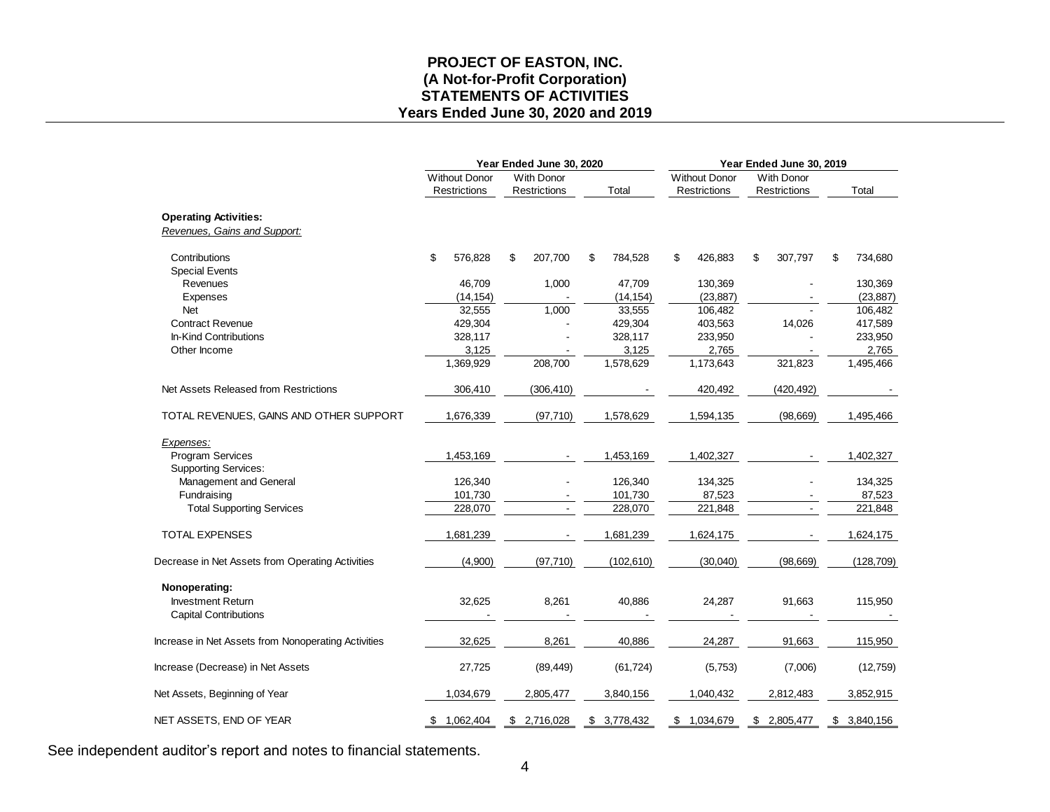# PROJECT OF EASTON, INC.
## (A Not-for-Profit Corporation)
## STATEMENTS OF ACTIVITIES
## Years Ended June 30, 2020 and 2019

| | Year Ended June 30, 2020 | | | Year Ended June 30, 2019 | | |
|---|---|---|---|---|---|---|
| | Without Donor Restrictions | With Donor Restrictions | Total | Without Donor Restrictions | With Donor Restrictions | Total |
| **Operating Activities:** | | | | | | |
| *Revenues, Gains and Support:* | | | | | | |
| Contributions | $ 576,828 | $ 207,700 | $ 784,528 | $ 426,883 | $ 307,797 | $ 734,680 |
| Special Events | | | | | | |
| Revenues | 46,709 | 1,000 | 47,709 | 130,369 | - | 130,369 |
| Expenses | (14,154) | - | (14,154) | (23,887) | - | (23,887) |
| Net | 32,555 | 1,000 | 33,555 | 106,482 | - | 106,482 |
| Contract Revenue | 429,304 | - | 429,304 | 403,563 | 14,026 | 417,589 |
| In-Kind Contributions | 328,117 | - | 328,117 | 233,950 | - | 233,950 |
| Other Income | 3,125 | - | 3,125 | 2,765 | - | 2,765 |
| | 1,369,929 | 208,700 | 1,578,629 | 1,173,643 | 321,823 | 1,495,466 |
| Net Assets Released from Restrictions | 306,410 | (306,410) | - | 420,492 | (420,492) | - |
| TOTAL REVENUES, GAINS AND OTHER SUPPORT | 1,676,339 | (97,710) | 1,578,629 | 1,594,135 | (98,669) | 1,495,466 |
| *Expenses:* | | | | | | |
| Program Services | 1,453,169 | - | 1,453,169 | 1,402,327 | - | 1,402,327 |
| Supporting Services: | | | | | | |
| Management and General | 126,340 | - | 126,340 | 134,325 | - | 134,325 |
| Fundraising | 101,730 | - | 101,730 | 87,523 | - | 87,523 |
| Total Supporting Services | 228,070 | - | 228,070 | 221,848 | - | 221,848 |
| TOTAL EXPENSES | 1,681,239 | - | 1,681,239 | 1,624,175 | - | 1,624,175 |
| Decrease in Net Assets from Operating Activities | (4,900) | (97,710) | (102,610) | (30,040) | (98,669) | (128,709) |
| **Nonoperating:** | | | | | | |
| Investment Return | 32,625 | 8,261 | 40,886 | 24,287 | 91,663 | 115,950 |
| Capital Contributions | - | - | - | - | - | - |
| Increase in Net Assets from Nonoperating Activities | 32,625 | 8,261 | 40,886 | 24,287 | 91,663 | 115,950 |
| Increase (Decrease) in Net Assets | 27,725 | (89,449) | (61,724) | (5,753) | (7,006) | (12,759) |
| Net Assets, Beginning of Year | 1,034,679 | 2,805,477 | 3,840,156 | 1,040,432 | 2,812,483 | 3,852,915 |
| NET ASSETS, END OF YEAR | $ 1,062,404 | $ 2,716,028 | $ 3,778,432 | $ 1,034,679 | $ 2,805,477 | $ 3,840,156 |

See independent auditor's report and notes to financial statements.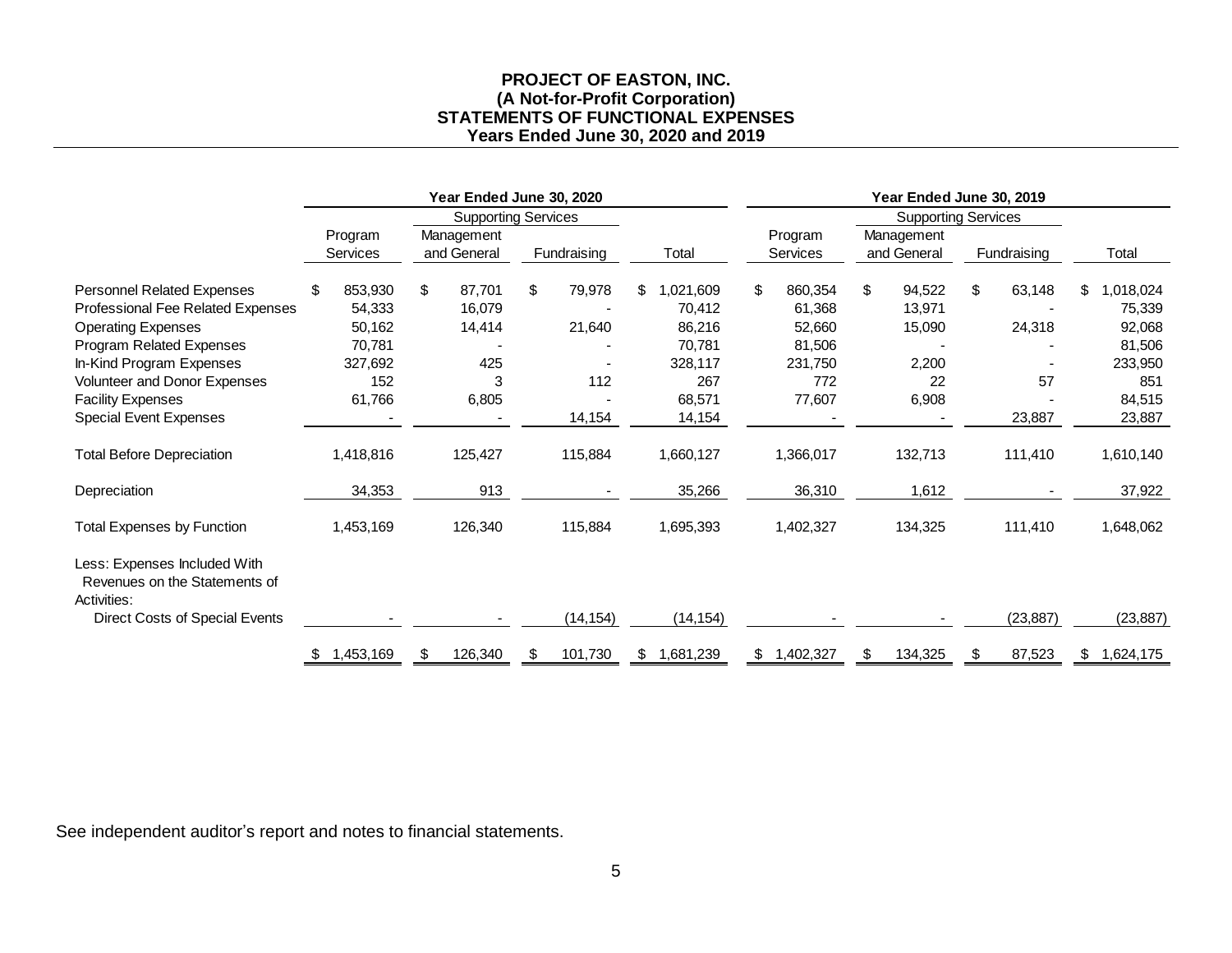**PROJECT OF EASTON, INC.**
**(A Not-for-Profit Corporation)**
**STATEMENTS OF FUNCTIONAL EXPENSES**
**Years Ended June 30, 2020 and 2019**

| | Year Ended June 30, 2020 | | | | Year Ended June 30, 2019 | | | |
|---|---|---|---|---|---|---|---|---|
| | | Supporting Services | | | | Supporting Services | | |
| | Program Services | Management and General | Fundraising | Total | Program Services | Management and General | Fundraising | Total |
| Personnel Related Expenses | $ 853,930 | $ 87,701 | $ 79,978 | $ 1,021,609 | $ 860,354 | $ 94,522 | $ 63,148 | $ 1,018,024 |
| Professional Fee Related Expenses | 54,333 | 16,079 | - | 70,412 | 61,368 | 13,971 | - | 75,339 |
| Operating Expenses | 50,162 | 14,414 | 21,640 | 86,216 | 52,660 | 15,090 | 24,318 | 92,068 |
| Program Related Expenses | 70,781 | - | - | 70,781 | 81,506 | - | - | 81,506 |
| In-Kind Program Expenses | 327,692 | 425 | - | 328,117 | 231,750 | 2,200 | - | 233,950 |
| Volunteer and Donor Expenses | 152 | 3 | 112 | 267 | 772 | 22 | 57 | 851 |
| Facility Expenses | 61,766 | 6,805 | - | 68,571 | 77,607 | 6,908 | - | 84,515 |
| Special Event Expenses | - | - | 14,154 | 14,154 | - | - | 23,887 | 23,887 |
| Total Before Depreciation | 1,418,816 | 125,427 | 115,884 | 1,660,127 | 1,366,017 | 132,713 | 111,410 | 1,610,140 |
| Depreciation | 34,353 | 913 | - | 35,266 | 36,310 | 1,612 | - | 37,922 |
| Total Expenses by Function | 1,453,169 | 126,340 | 115,884 | 1,695,393 | 1,402,327 | 134,325 | 111,410 | 1,648,062 |
| Less: Expenses Included With Revenues on the Statements of Activities: | | | | | | | | |
| Direct Costs of Special Events | - | - | (14,154) | (14,154) | - | - | (23,887) | (23,887) |
| | $ 1,453,169 | $ 126,340 | $ 101,730 | $ 1,681,239 | $ 1,402,327 | $ 134,325 | $ 87,523 | $ 1,624,175 |

See independent auditor's report and notes to financial statements.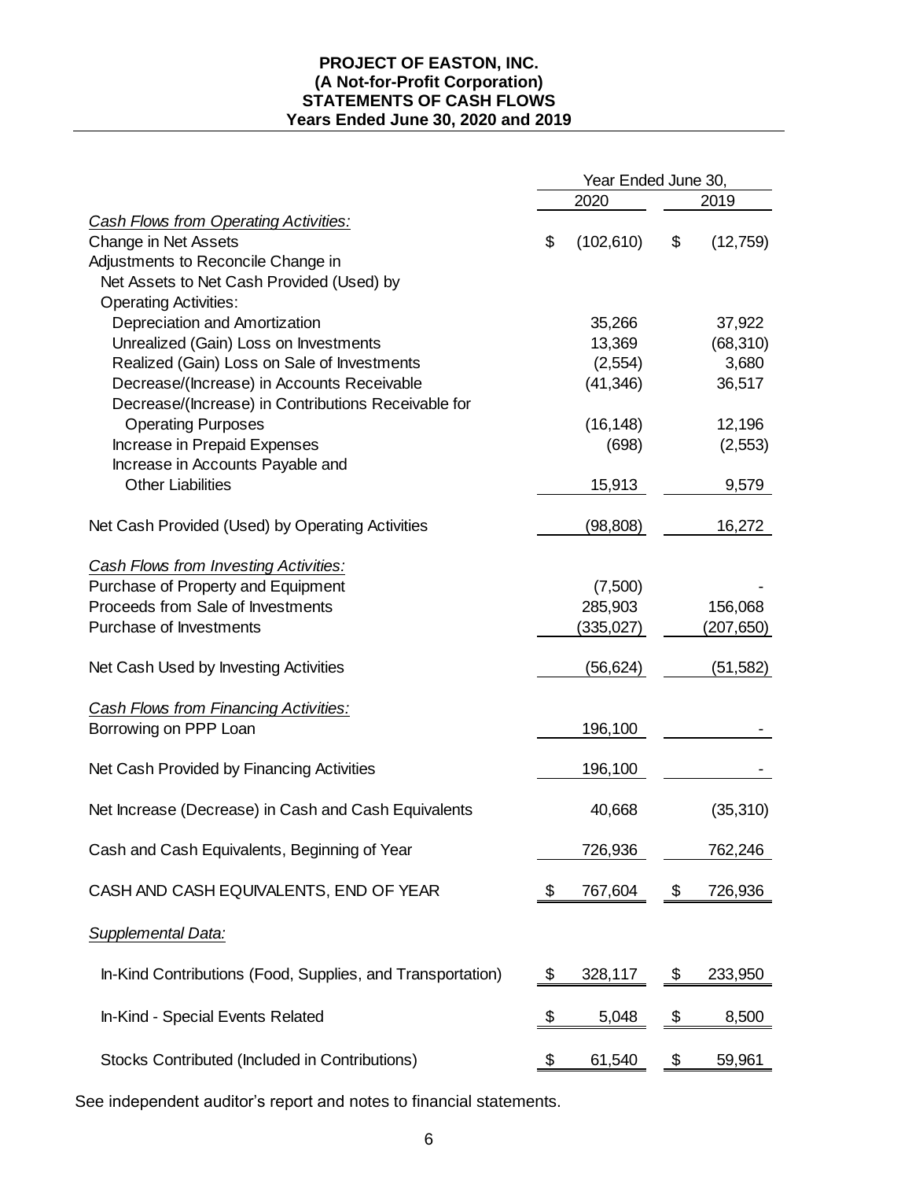**PROJECT OF EASTON, INC.**
**(A Not-for-Profit Corporation)**
**STATEMENTS OF CASH FLOWS**
**Years Ended June 30, 2020 and 2019**

| | Year Ended June 30, | |
|---|---|---|
| | 2020 | 2019 |
| *Cash Flows from Operating Activities:* | | |
| Change in Net Assets | $ (102,610) | $ (12,759) |
| Adjustments to Reconcile Change in Net Assets to Net Cash Provided (Used) by Operating Activities: | | |
| Depreciation and Amortization | 35,266 | 37,922 |
| Unrealized (Gain) Loss on Investments | 13,369 | (68,310) |
| Realized (Gain) Loss on Sale of Investments | (2,554) | 3,680 |
| Decrease/(Increase) in Accounts Receivable | (41,346) | 36,517 |
| Decrease/(Increase) in Contributions Receivable for Operating Purposes | (16,148) | 12,196 |
| Increase in Prepaid Expenses | (698) | (2,553) |
| Increase in Accounts Payable and Other Liabilities | 15,913 | 9,579 |
| Net Cash Provided (Used) by Operating Activities | (98,808) | 16,272 |
| *Cash Flows from Investing Activities:* | | |
| Purchase of Property and Equipment | (7,500) | - |
| Proceeds from Sale of Investments | 285,903 | 156,068 |
| Purchase of Investments | (335,027) | (207,650) |
| Net Cash Used by Investing Activities | (56,624) | (51,582) |
| *Cash Flows from Financing Activities:* | | |
| Borrowing on PPP Loan | 196,100 | - |
| Net Cash Provided by Financing Activities | 196,100 | - |
| Net Increase (Decrease) in Cash and Cash Equivalents | 40,668 | (35,310) |
| Cash and Cash Equivalents, Beginning of Year | 726,936 | 762,246 |
| CASH AND CASH EQUIVALENTS, END OF YEAR | $ 767,604 | $ 726,936 |
| *Supplemental Data:* | | |
| In-Kind Contributions (Food, Supplies, and Transportation) | $ 328,117 | $ 233,950 |
| In-Kind - Special Events Related | $ 5,048 | $ 8,500 |
| Stocks Contributed (Included in Contributions) | $ 61,540 | $ 59,961 |

See independent auditor's report and notes to financial statements.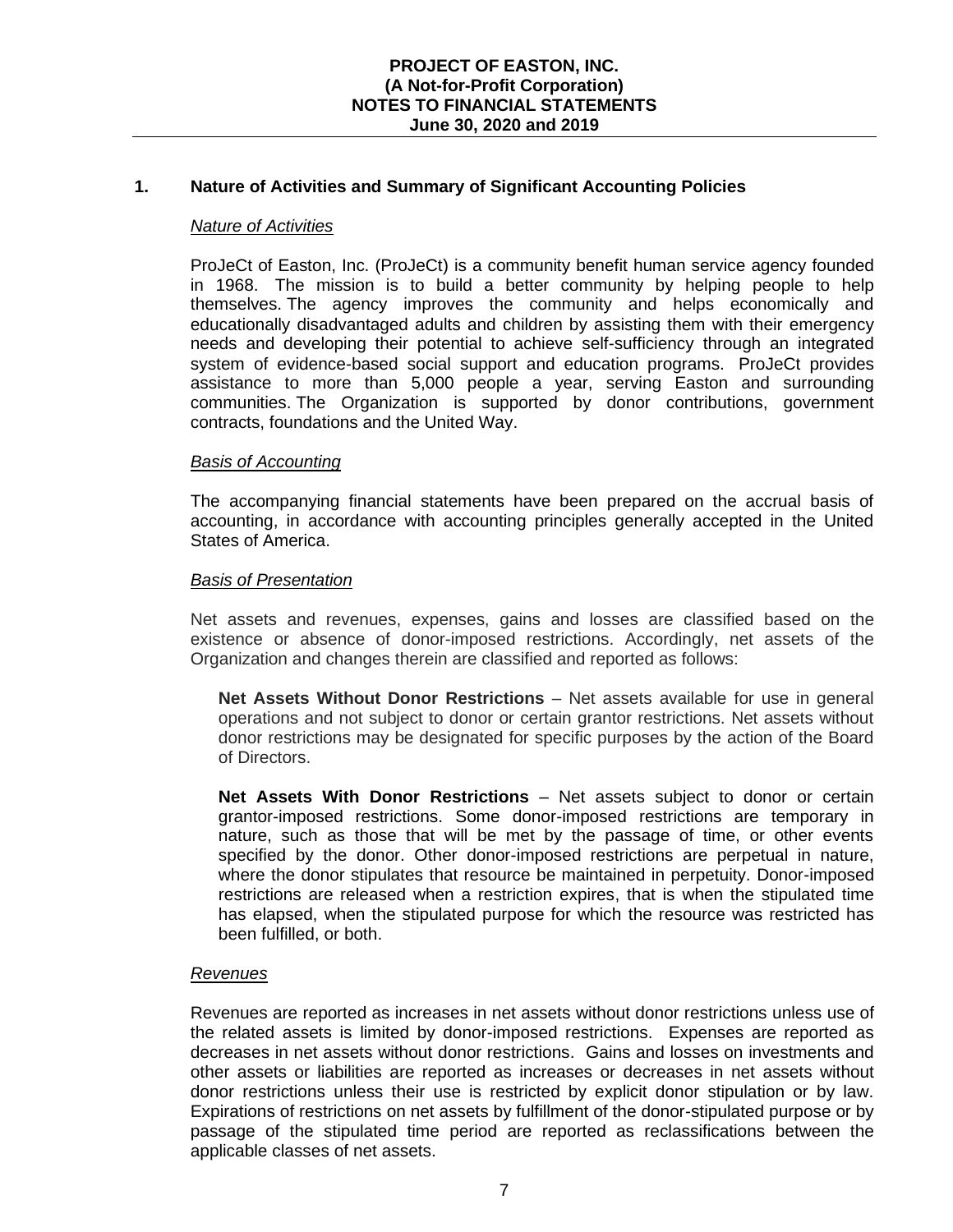## 1. Nature of Activities and Summary of Significant Accounting Policies

### *Nature of Activities*

ProJeCt of Easton, Inc. (ProJeCt) is a community benefit human service agency founded in 1968. The mission is to build a better community by helping people to help themselves. The agency improves the community and helps economically and educationally disadvantaged adults and children by assisting them with their emergency needs and developing their potential to achieve self-sufficiency through an integrated system of evidence-based social support and education programs. ProJeCt provides assistance to more than 5,000 people a year, serving Easton and surrounding communities. The Organization is supported by donor contributions, government contracts, foundations and the United Way.

### *Basis of Accounting*

The accompanying financial statements have been prepared on the accrual basis of accounting, in accordance with accounting principles generally accepted in the United States of America.

### *Basis of Presentation*

Net assets and revenues, expenses, gains and losses are classified based on the existence or absence of donor-imposed restrictions. Accordingly, net assets of the Organization and changes therein are classified and reported as follows:

**Net Assets Without Donor Restrictions** – Net assets available for use in general operations and not subject to donor or certain grantor restrictions. Net assets without donor restrictions may be designated for specific purposes by the action of the Board of Directors.

**Net Assets With Donor Restrictions** – Net assets subject to donor or certain grantor-imposed restrictions. Some donor-imposed restrictions are temporary in nature, such as those that will be met by the passage of time, or other events specified by the donor. Other donor-imposed restrictions are perpetual in nature, where the donor stipulates that resource be maintained in perpetuity. Donor-imposed restrictions are released when a restriction expires, that is when the stipulated time has elapsed, when the stipulated purpose for which the resource was restricted has been fulfilled, or both.

### *Revenues*

Revenues are reported as increases in net assets without donor restrictions unless use of the related assets is limited by donor-imposed restrictions. Expenses are reported as decreases in net assets without donor restrictions. Gains and losses on investments and other assets or liabilities are reported as increases or decreases in net assets without donor restrictions unless their use is restricted by explicit donor stipulation or by law. Expirations of restrictions on net assets by fulfillment of the donor-stipulated purpose or by passage of the stipulated time period are reported as reclassifications between the applicable classes of net assets.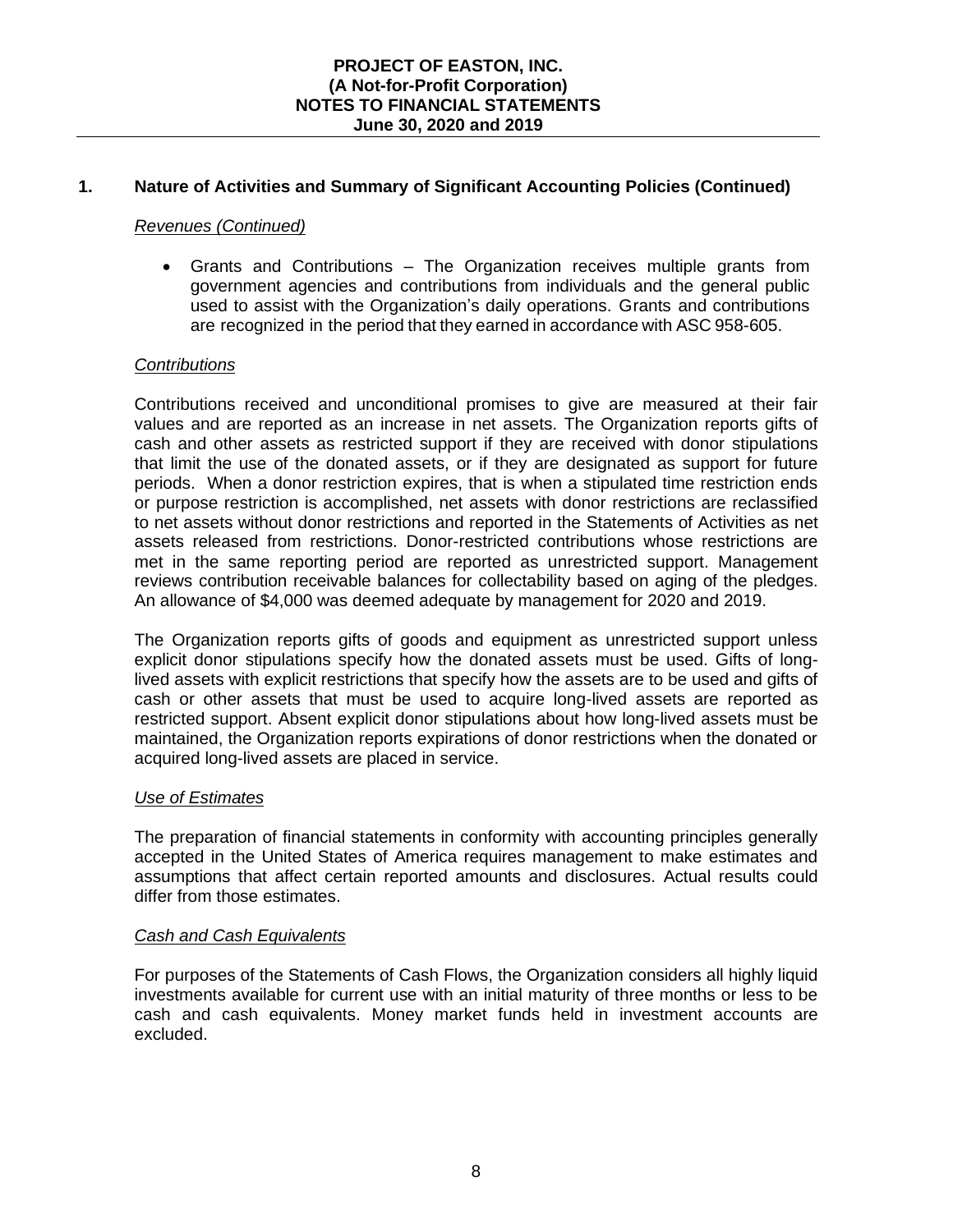## 1. Nature of Activities and Summary of Significant Accounting Policies (Continued)

### *Revenues (Continued)*

- Grants and Contributions – The Organization receives multiple grants from government agencies and contributions from individuals and the general public used to assist with the Organization's daily operations. Grants and contributions are recognized in the period that they earned in accordance with ASC 958-605.

### *Contributions*

Contributions received and unconditional promises to give are measured at their fair values and are reported as an increase in net assets. The Organization reports gifts of cash and other assets as restricted support if they are received with donor stipulations that limit the use of the donated assets, or if they are designated as support for future periods. When a donor restriction expires, that is when a stipulated time restriction ends or purpose restriction is accomplished, net assets with donor restrictions are reclassified to net assets without donor restrictions and reported in the Statements of Activities as net assets released from restrictions. Donor-restricted contributions whose restrictions are met in the same reporting period are reported as unrestricted support. Management reviews contribution receivable balances for collectability based on aging of the pledges. An allowance of $4,000 was deemed adequate by management for 2020 and 2019.

The Organization reports gifts of goods and equipment as unrestricted support unless explicit donor stipulations specify how the donated assets must be used. Gifts of long-lived assets with explicit restrictions that specify how the assets are to be used and gifts of cash or other assets that must be used to acquire long-lived assets are reported as restricted support. Absent explicit donor stipulations about how long-lived assets must be maintained, the Organization reports expirations of donor restrictions when the donated or acquired long-lived assets are placed in service.

### *Use of Estimates*

The preparation of financial statements in conformity with accounting principles generally accepted in the United States of America requires management to make estimates and assumptions that affect certain reported amounts and disclosures. Actual results could differ from those estimates.

### *Cash and Cash Equivalents*

For purposes of the Statements of Cash Flows, the Organization considers all highly liquid investments available for current use with an initial maturity of three months or less to be cash and cash equivalents. Money market funds held in investment accounts are excluded.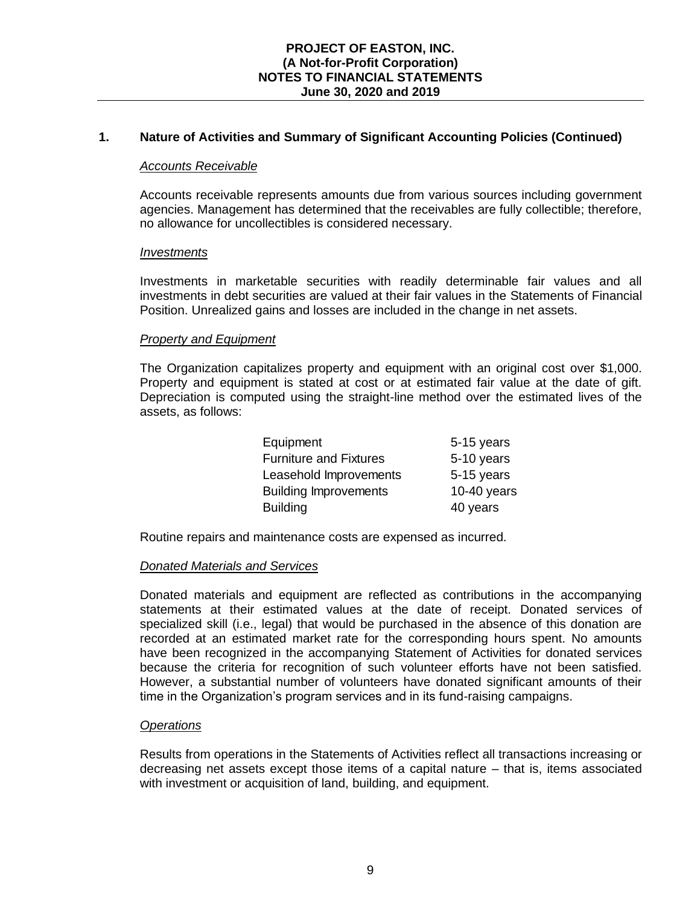## 1. Nature of Activities and Summary of Significant Accounting Policies (Continued)

### *Accounts Receivable*

Accounts receivable represents amounts due from various sources including government agencies. Management has determined that the receivables are fully collectible; therefore, no allowance for uncollectibles is considered necessary.

### *Investments*

Investments in marketable securities with readily determinable fair values and all investments in debt securities are valued at their fair values in the Statements of Financial Position. Unrealized gains and losses are included in the change in net assets.

### *Property and Equipment*

The Organization capitalizes property and equipment with an original cost over $1,000. Property and equipment is stated at cost or at estimated fair value at the date of gift. Depreciation is computed using the straight-line method over the estimated lives of the assets, as follows:

| | |
|---|---|
| Equipment | 5-15 years |
| Furniture and Fixtures | 5-10 years |
| Leasehold Improvements | 5-15 years |
| Building Improvements | 10-40 years |
| Building | 40 years |

Routine repairs and maintenance costs are expensed as incurred.

### *Donated Materials and Services*

Donated materials and equipment are reflected as contributions in the accompanying statements at their estimated values at the date of receipt. Donated services of specialized skill (i.e., legal) that would be purchased in the absence of this donation are recorded at an estimated market rate for the corresponding hours spent. No amounts have been recognized in the accompanying Statement of Activities for donated services because the criteria for recognition of such volunteer efforts have not been satisfied. However, a substantial number of volunteers have donated significant amounts of their time in the Organization's program services and in its fund-raising campaigns.

### *Operations*

Results from operations in the Statements of Activities reflect all transactions increasing or decreasing net assets except those items of a capital nature – that is, items associated with investment or acquisition of land, building, and equipment.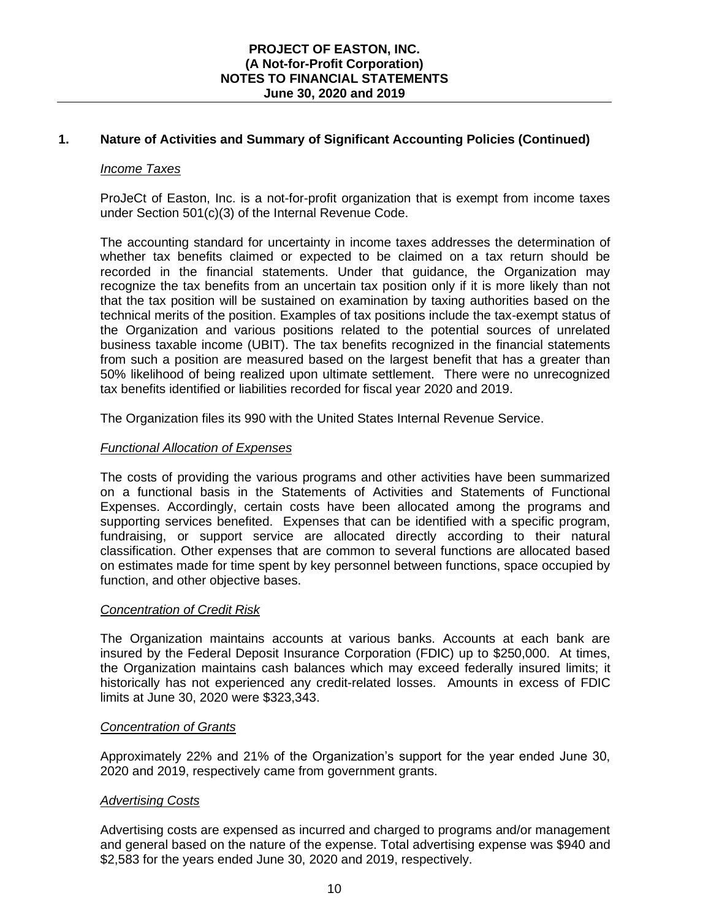## 1. Nature of Activities and Summary of Significant Accounting Policies (Continued)

### *Income Taxes*

ProJeCt of Easton, Inc. is a not-for-profit organization that is exempt from income taxes under Section 501(c)(3) of the Internal Revenue Code.

The accounting standard for uncertainty in income taxes addresses the determination of whether tax benefits claimed or expected to be claimed on a tax return should be recorded in the financial statements. Under that guidance, the Organization may recognize the tax benefits from an uncertain tax position only if it is more likely than not that the tax position will be sustained on examination by taxing authorities based on the technical merits of the position. Examples of tax positions include the tax-exempt status of the Organization and various positions related to the potential sources of unrelated business taxable income (UBIT). The tax benefits recognized in the financial statements from such a position are measured based on the largest benefit that has a greater than 50% likelihood of being realized upon ultimate settlement. There were no unrecognized tax benefits identified or liabilities recorded for fiscal year 2020 and 2019.

The Organization files its 990 with the United States Internal Revenue Service.

### *Functional Allocation of Expenses*

The costs of providing the various programs and other activities have been summarized on a functional basis in the Statements of Activities and Statements of Functional Expenses. Accordingly, certain costs have been allocated among the programs and supporting services benefited. Expenses that can be identified with a specific program, fundraising, or support service are allocated directly according to their natural classification. Other expenses that are common to several functions are allocated based on estimates made for time spent by key personnel between functions, space occupied by function, and other objective bases.

### *Concentration of Credit Risk*

The Organization maintains accounts at various banks. Accounts at each bank are insured by the Federal Deposit Insurance Corporation (FDIC) up to $250,000. At times, the Organization maintains cash balances which may exceed federally insured limits; it historically has not experienced any credit-related losses. Amounts in excess of FDIC limits at June 30, 2020 were $323,343.

### *Concentration of Grants*

Approximately 22% and 21% of the Organization's support for the year ended June 30, 2020 and 2019, respectively came from government grants.

### *Advertising Costs*

Advertising costs are expensed as incurred and charged to programs and/or management and general based on the nature of the expense. Total advertising expense was $940 and $2,583 for the years ended June 30, 2020 and 2019, respectively.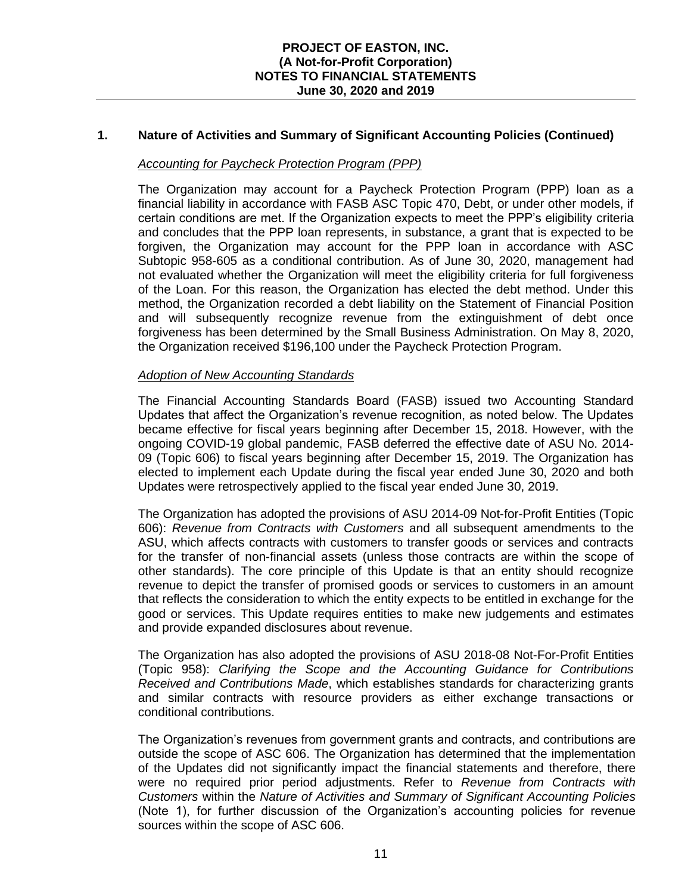## 1. Nature of Activities and Summary of Significant Accounting Policies (Continued)

*Accounting for Paycheck Protection Program (PPP)*

The Organization may account for a Paycheck Protection Program (PPP) loan as a financial liability in accordance with FASB ASC Topic 470, Debt, or under other models, if certain conditions are met. If the Organization expects to meet the PPP's eligibility criteria and concludes that the PPP loan represents, in substance, a grant that is expected to be forgiven, the Organization may account for the PPP loan in accordance with ASC Subtopic 958-605 as a conditional contribution. As of June 30, 2020, management had not evaluated whether the Organization will meet the eligibility criteria for full forgiveness of the Loan. For this reason, the Organization has elected the debt method. Under this method, the Organization recorded a debt liability on the Statement of Financial Position and will subsequently recognize revenue from the extinguishment of debt once forgiveness has been determined by the Small Business Administration. On May 8, 2020, the Organization received $196,100 under the Paycheck Protection Program.

*Adoption of New Accounting Standards*

The Financial Accounting Standards Board (FASB) issued two Accounting Standard Updates that affect the Organization's revenue recognition, as noted below. The Updates became effective for fiscal years beginning after December 15, 2018. However, with the ongoing COVID-19 global pandemic, FASB deferred the effective date of ASU No. 2014-09 (Topic 606) to fiscal years beginning after December 15, 2019. The Organization has elected to implement each Update during the fiscal year ended June 30, 2020 and both Updates were retrospectively applied to the fiscal year ended June 30, 2019.

The Organization has adopted the provisions of ASU 2014-09 Not-for-Profit Entities (Topic 606): *Revenue from Contracts with Customers* and all subsequent amendments to the ASU, which affects contracts with customers to transfer goods or services and contracts for the transfer of non-financial assets (unless those contracts are within the scope of other standards). The core principle of this Update is that an entity should recognize revenue to depict the transfer of promised goods or services to customers in an amount that reflects the consideration to which the entity expects to be entitled in exchange for the good or services. This Update requires entities to make new judgements and estimates and provide expanded disclosures about revenue.

The Organization has also adopted the provisions of ASU 2018-08 Not-For-Profit Entities (Topic 958): *Clarifying the Scope and the Accounting Guidance for Contributions Received and Contributions Made*, which establishes standards for characterizing grants and similar contracts with resource providers as either exchange transactions or conditional contributions.

The Organization's revenues from government grants and contracts, and contributions are outside the scope of ASC 606. The Organization has determined that the implementation of the Updates did not significantly impact the financial statements and therefore, there were no required prior period adjustments. Refer to *Revenue from Contracts with Customers* within the *Nature of Activities and Summary of Significant Accounting Policies* (Note 1), for further discussion of the Organization's accounting policies for revenue sources within the scope of ASC 606.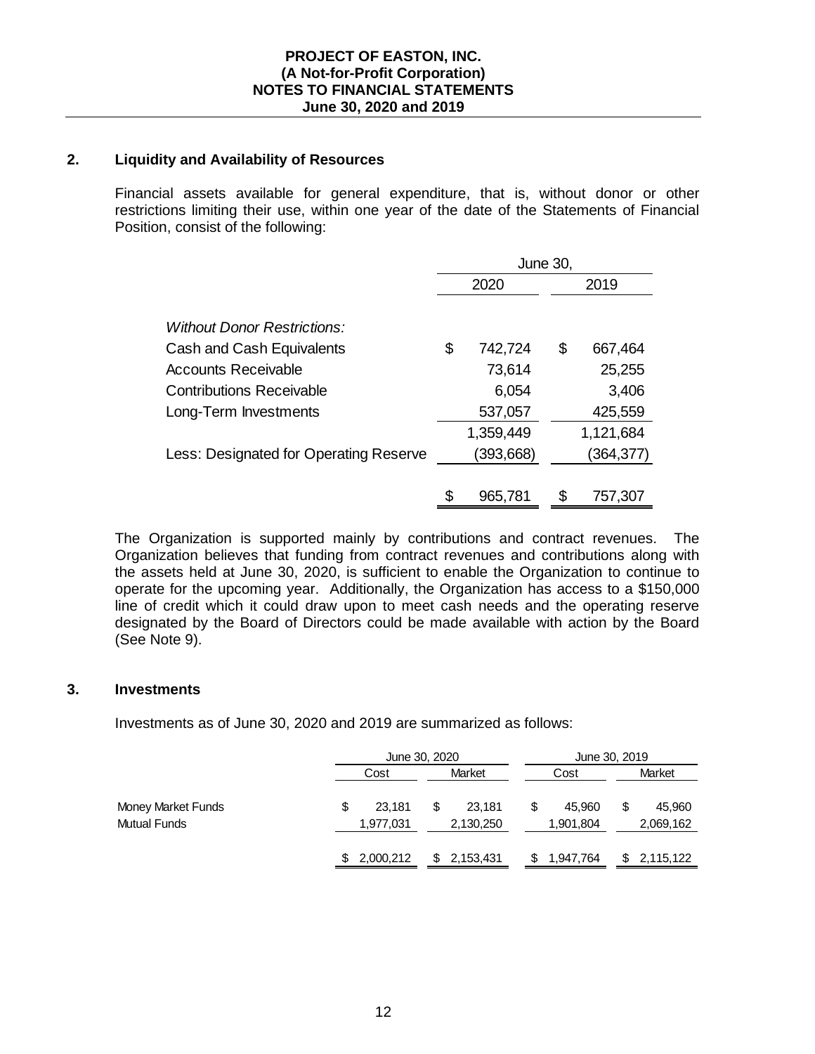**PROJECT OF EASTON, INC.**
**(A Not-for-Profit Corporation)**
**NOTES TO FINANCIAL STATEMENTS**
**June 30, 2020 and 2019**

## 2. Liquidity and Availability of Resources

Financial assets available for general expenditure, that is, without donor or other restrictions limiting their use, within one year of the date of the Statements of Financial Position, consist of the following:

| | June 30, 2020 | June 30, 2019 |
|---|---|---|
| *Without Donor Restrictions:* | | |
| Cash and Cash Equivalents | $ 742,724 | $ 667,464 |
| Accounts Receivable | 73,614 | 25,255 |
| Contributions Receivable | 6,054 | 3,406 |
| Long-Term Investments | 537,057 | 425,559 |
| | 1,359,449 | 1,121,684 |
| Less: Designated for Operating Reserve | (393,668) | (364,377) |
| | $ 965,781 | $ 757,307 |

The Organization is supported mainly by contributions and contract revenues. The Organization believes that funding from contract revenues and contributions along with the assets held at June 30, 2020, is sufficient to enable the Organization to continue to operate for the upcoming year. Additionally, the Organization has access to a $150,000 line of credit which it could draw upon to meet cash needs and the operating reserve designated by the Board of Directors could be made available with action by the Board (See Note 9).

## 3. Investments

Investments as of June 30, 2020 and 2019 are summarized as follows:

| | June 30, 2020 | | June 30, 2019 | |
|---|---|---|---|---|
| | Cost | Market | Cost | Market |
| Money Market Funds | $ 23,181 | $ 23,181 | $ 45,960 | $ 45,960 |
| Mutual Funds | 1,977,031 | 2,130,250 | 1,901,804 | 2,069,162 |
| | $ 2,000,212 | $ 2,153,431 | $ 1,947,764 | $ 2,115,122 |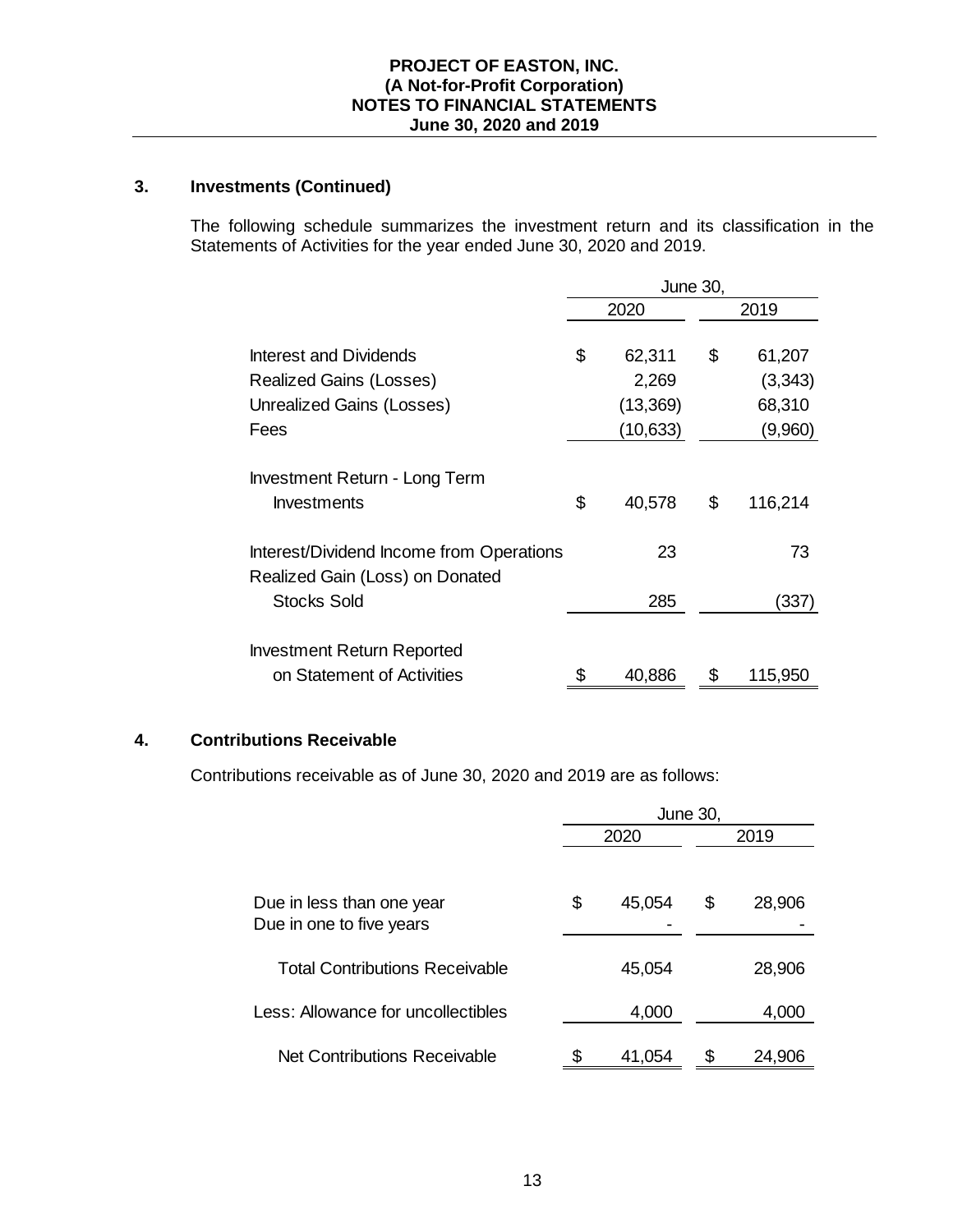## 3. Investments (Continued)

The following schedule summarizes the investment return and its classification in the Statements of Activities for the year ended June 30, 2020 and 2019.

| | June 30, 2020 | June 30, 2019 |
|---|---|---|
| Interest and Dividends | $ 62,311 | $ 61,207 |
| Realized Gains (Losses) | 2,269 | (3,343) |
| Unrealized Gains (Losses) | (13,369) | 68,310 |
| Fees | (10,633) | (9,960) |
| Investment Return - Long Term Investments | $ 40,578 | $ 116,214 |
| Interest/Dividend Income from Operations | 23 | 73 |
| Realized Gain (Loss) on Donated Stocks Sold | 285 | (337) |
| Investment Return Reported on Statement of Activities | $ 40,886 | $ 115,950 |

## 4. Contributions Receivable

Contributions receivable as of June 30, 2020 and 2019 are as follows:

| | June 30, 2020 | June 30, 2019 |
|---|---|---|
| Due in less than one year | $ 45,054 | $ 28,906 |
| Due in one to five years | - | - |
| Total Contributions Receivable | 45,054 | 28,906 |
| Less: Allowance for uncollectibles | 4,000 | 4,000 |
| Net Contributions Receivable | $ 41,054 | $ 24,906 |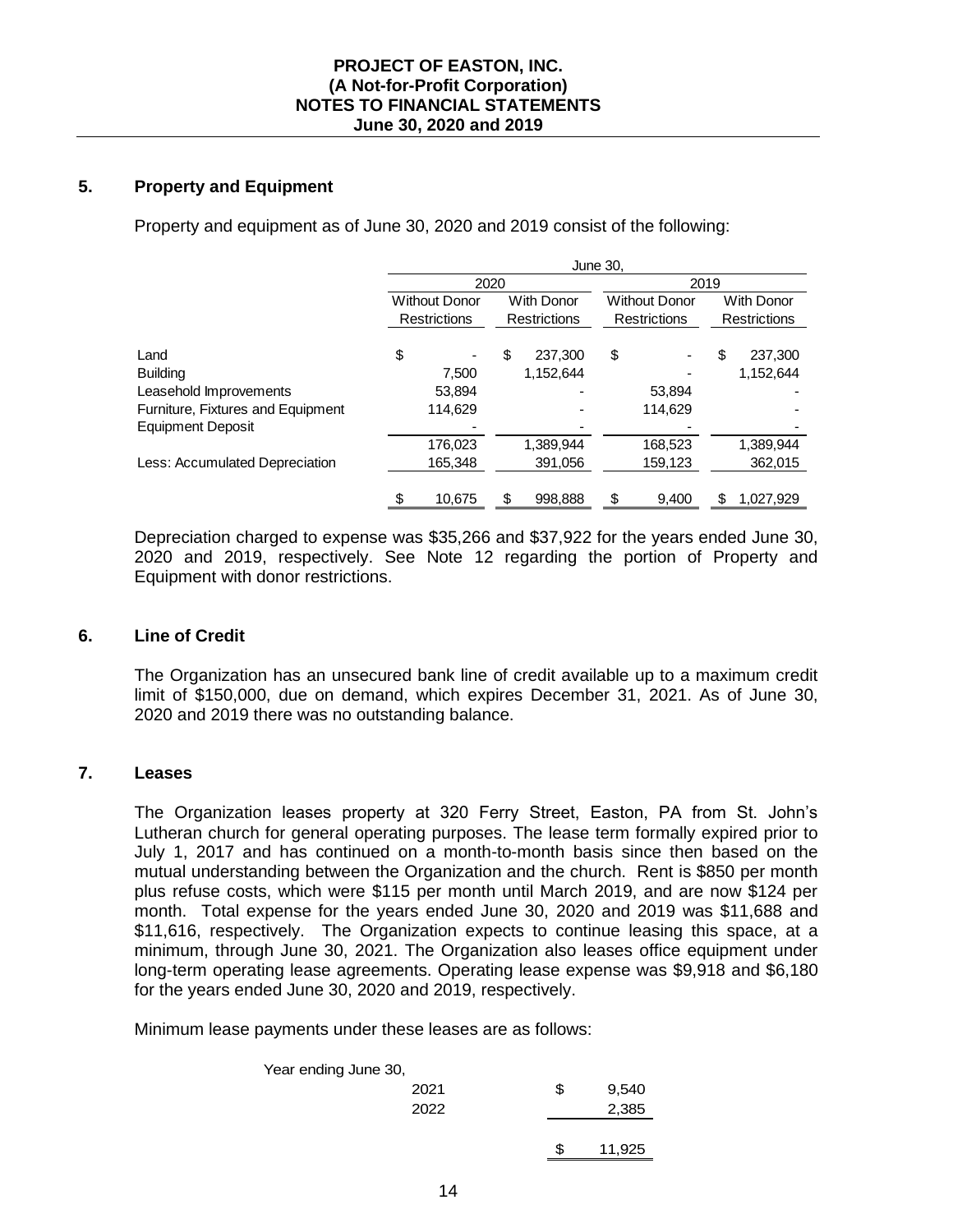## 5. Property and Equipment

Property and equipment as of June 30, 2020 and 2019 consist of the following:

| | June 30, | | | |
|---|---|---|---|---|
| | 2020 | | 2019 | |
| | Without Donor Restrictions | With Donor Restrictions | Without Donor Restrictions | With Donor Restrictions |
| Land | $ - | $ 237,300 | $ - | $ 237,300 |
| Building | 7,500 | 1,152,644 | - | 1,152,644 |
| Leasehold Improvements | 53,894 | - | 53,894 | - |
| Furniture, Fixtures and Equipment | 114,629 | - | 114,629 | - |
| Equipment Deposit | - | - | - | - |
| | 176,023 | 1,389,944 | 168,523 | 1,389,944 |
| Less: Accumulated Depreciation | 165,348 | 391,056 | 159,123 | 362,015 |
| | $ 10,675 | $ 998,888 | $ 9,400 | $ 1,027,929 |

Depreciation charged to expense was $35,266 and $37,922 for the years ended June 30, 2020 and 2019, respectively. See Note 12 regarding the portion of Property and Equipment with donor restrictions.

## 6. Line of Credit

The Organization has an unsecured bank line of credit available up to a maximum credit limit of $150,000, due on demand, which expires December 31, 2021. As of June 30, 2020 and 2019 there was no outstanding balance.

## 7. Leases

The Organization leases property at 320 Ferry Street, Easton, PA from St. John's Lutheran church for general operating purposes. The lease term formally expired prior to July 1, 2017 and has continued on a month-to-month basis since then based on the mutual understanding between the Organization and the church. Rent is $850 per month plus refuse costs, which were $115 per month until March 2019, and are now $124 per month. Total expense for the years ended June 30, 2020 and 2019 was $11,688 and $11,616, respectively. The Organization expects to continue leasing this space, at a minimum, through June 30, 2021. The Organization also leases office equipment under long-term operating lease agreements. Operating lease expense was $9,918 and $6,180 for the years ended June 30, 2020 and 2019, respectively.

Minimum lease payments under these leases are as follows:

| Year ending June 30, | |
|---|---|
| 2021 | $ 9,540 |
| 2022 | 2,385 |
| | $ 11,925 |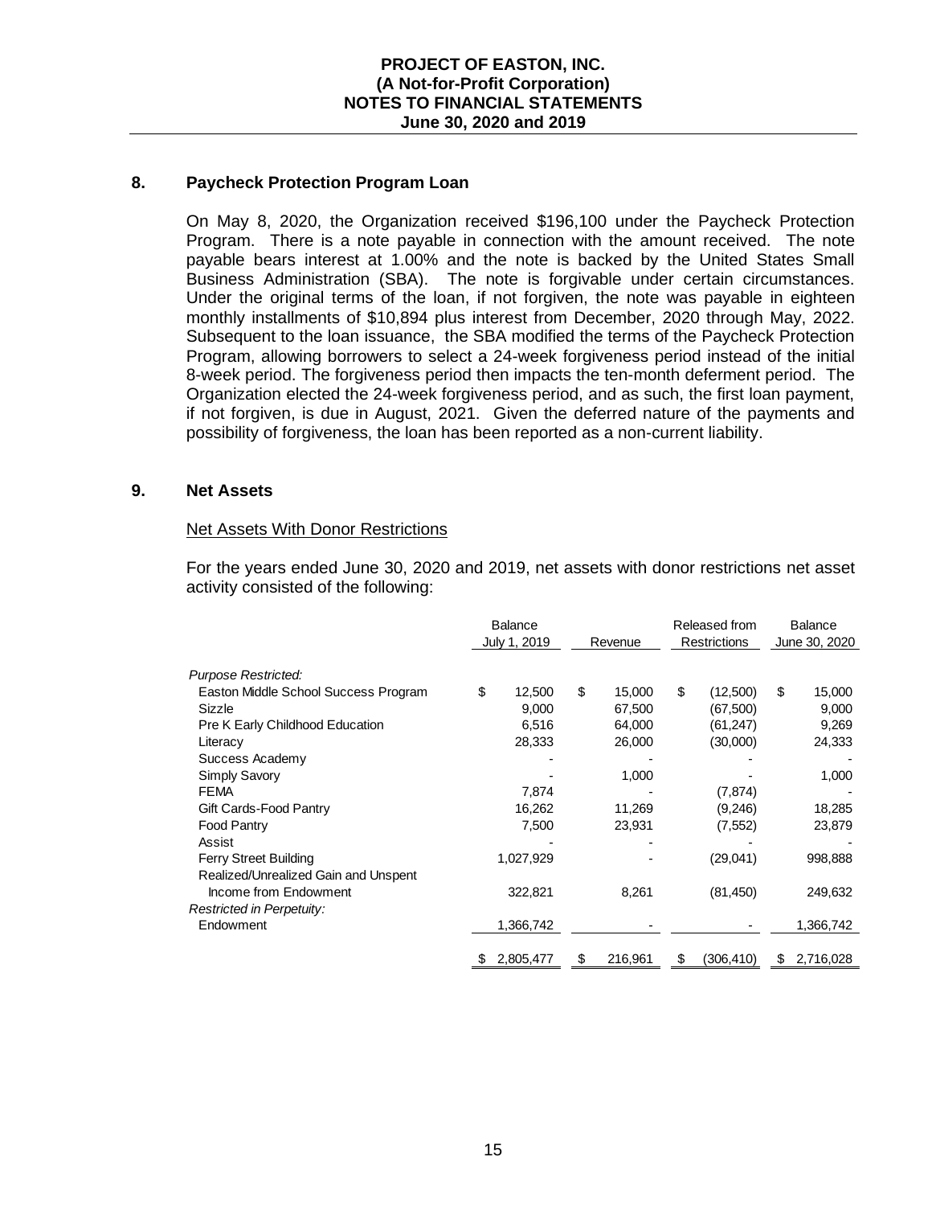## 8. Paycheck Protection Program Loan

On May 8, 2020, the Organization received $196,100 under the Paycheck Protection Program. There is a note payable in connection with the amount received. The note payable bears interest at 1.00% and the note is backed by the United States Small Business Administration (SBA). The note is forgivable under certain circumstances. Under the original terms of the loan, if not forgiven, the note was payable in eighteen monthly installments of $10,894 plus interest from December, 2020 through May, 2022. Subsequent to the loan issuance, the SBA modified the terms of the Paycheck Protection Program, allowing borrowers to select a 24-week forgiveness period instead of the initial 8-week period. The forgiveness period then impacts the ten-month deferment period. The Organization elected the 24-week forgiveness period, and as such, the first loan payment, if not forgiven, is due in August, 2021. Given the deferred nature of the payments and possibility of forgiveness, the loan has been reported as a non-current liability.

## 9. Net Assets

Net Assets With Donor Restrictions

For the years ended June 30, 2020 and 2019, net assets with donor restrictions net asset activity consisted of the following:

| | Balance July 1, 2019 | Revenue | Released from Restrictions | Balance June 30, 2020 |
|---|---|---|---|---|
| *Purpose Restricted:* | | | | |
| Easton Middle School Success Program | $ 12,500 | $ 15,000 | $ (12,500) | $ 15,000 |
| Sizzle | 9,000 | 67,500 | (67,500) | 9,000 |
| Pre K Early Childhood Education | 6,516 | 64,000 | (61,247) | 9,269 |
| Literacy | 28,333 | 26,000 | (30,000) | 24,333 |
| Success Academy | - | - | - | - |
| Simply Savory | - | 1,000 | - | 1,000 |
| FEMA | 7,874 | - | (7,874) | - |
| Gift Cards-Food Pantry | 16,262 | 11,269 | (9,246) | 18,285 |
| Food Pantry | 7,500 | 23,931 | (7,552) | 23,879 |
| Assist | - | - | - | - |
| Ferry Street Building | 1,027,929 | - | (29,041) | 998,888 |
| Realized/Unrealized Gain and Unspent Income from Endowment | 322,821 | 8,261 | (81,450) | 249,632 |
| *Restricted in Perpetuity:* | | | | |
| Endowment | 1,366,742 | - | - | 1,366,742 |
| | $ 2,805,477 | $ 216,961 | $ (306,410) | $ 2,716,028 |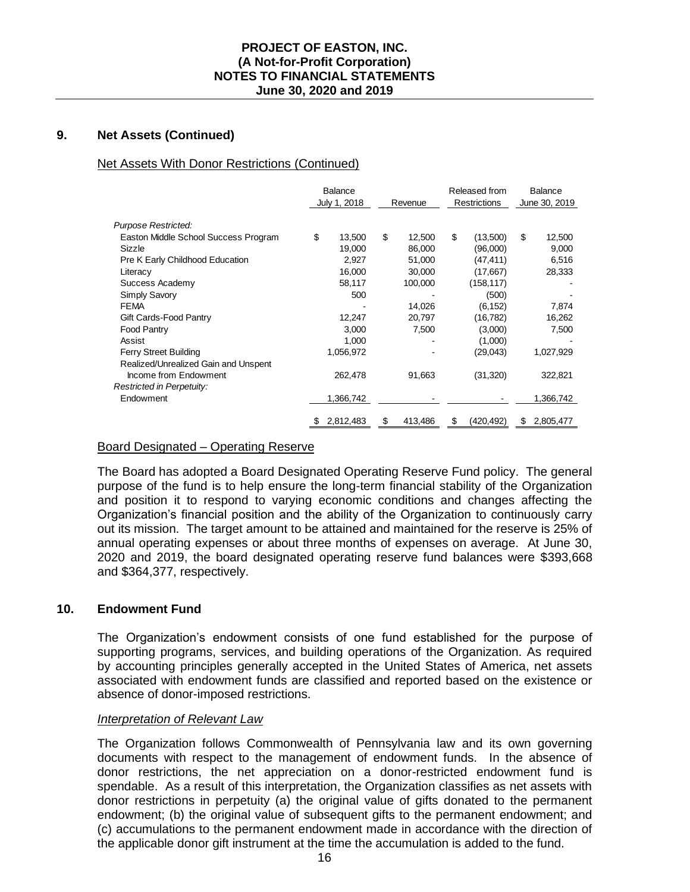## 9. Net Assets (Continued)

### Net Assets With Donor Restrictions (Continued)

| | Balance July 1, 2018 | Revenue | Released from Restrictions | Balance June 30, 2019 |
|---|---|---|---|---|
| *Purpose Restricted:* | | | | |
| Easton Middle School Success Program | $ 13,500 | $ 12,500 | $ (13,500) | $ 12,500 |
| Sizzle | 19,000 | 86,000 | (96,000) | 9,000 |
| Pre K Early Childhood Education | 2,927 | 51,000 | (47,411) | 6,516 |
| Literacy | 16,000 | 30,000 | (17,667) | 28,333 |
| Success Academy | 58,117 | 100,000 | (158,117) | - |
| Simply Savory | 500 | - | (500) | - |
| FEMA | - | 14,026 | (6,152) | 7,874 |
| Gift Cards-Food Pantry | 12,247 | 20,797 | (16,782) | 16,262 |
| Food Pantry | 3,000 | 7,500 | (3,000) | 7,500 |
| Assist | 1,000 | - | (1,000) | - |
| Ferry Street Building | 1,056,972 | - | (29,043) | 1,027,929 |
| Realized/Unrealized Gain and Unspent Income from Endowment | 262,478 | 91,663 | (31,320) | 322,821 |
| *Restricted in Perpetuity:* | | | | |
| Endowment | 1,366,742 | - | - | 1,366,742 |
| | $ 2,812,483 | $ 413,486 | $ (420,492) | $ 2,805,477 |

### Board Designated – Operating Reserve

The Board has adopted a Board Designated Operating Reserve Fund policy. The general purpose of the fund is to help ensure the long-term financial stability of the Organization and position it to respond to varying economic conditions and changes affecting the Organization's financial position and the ability of the Organization to continuously carry out its mission. The target amount to be attained and maintained for the reserve is 25% of annual operating expenses or about three months of expenses on average. At June 30, 2020 and 2019, the board designated operating reserve fund balances were $393,668 and $364,377, respectively.

## 10. Endowment Fund

The Organization's endowment consists of one fund established for the purpose of supporting programs, services, and building operations of the Organization. As required by accounting principles generally accepted in the United States of America, net assets associated with endowment funds are classified and reported based on the existence or absence of donor-imposed restrictions.

*Interpretation of Relevant Law*

The Organization follows Commonwealth of Pennsylvania law and its own governing documents with respect to the management of endowment funds. In the absence of donor restrictions, the net appreciation on a donor-restricted endowment fund is spendable. As a result of this interpretation, the Organization classifies as net assets with donor restrictions in perpetuity (a) the original value of gifts donated to the permanent endowment; (b) the original value of subsequent gifts to the permanent endowment; and (c) accumulations to the permanent endowment made in accordance with the direction of the applicable donor gift instrument at the time the accumulation is added to the fund.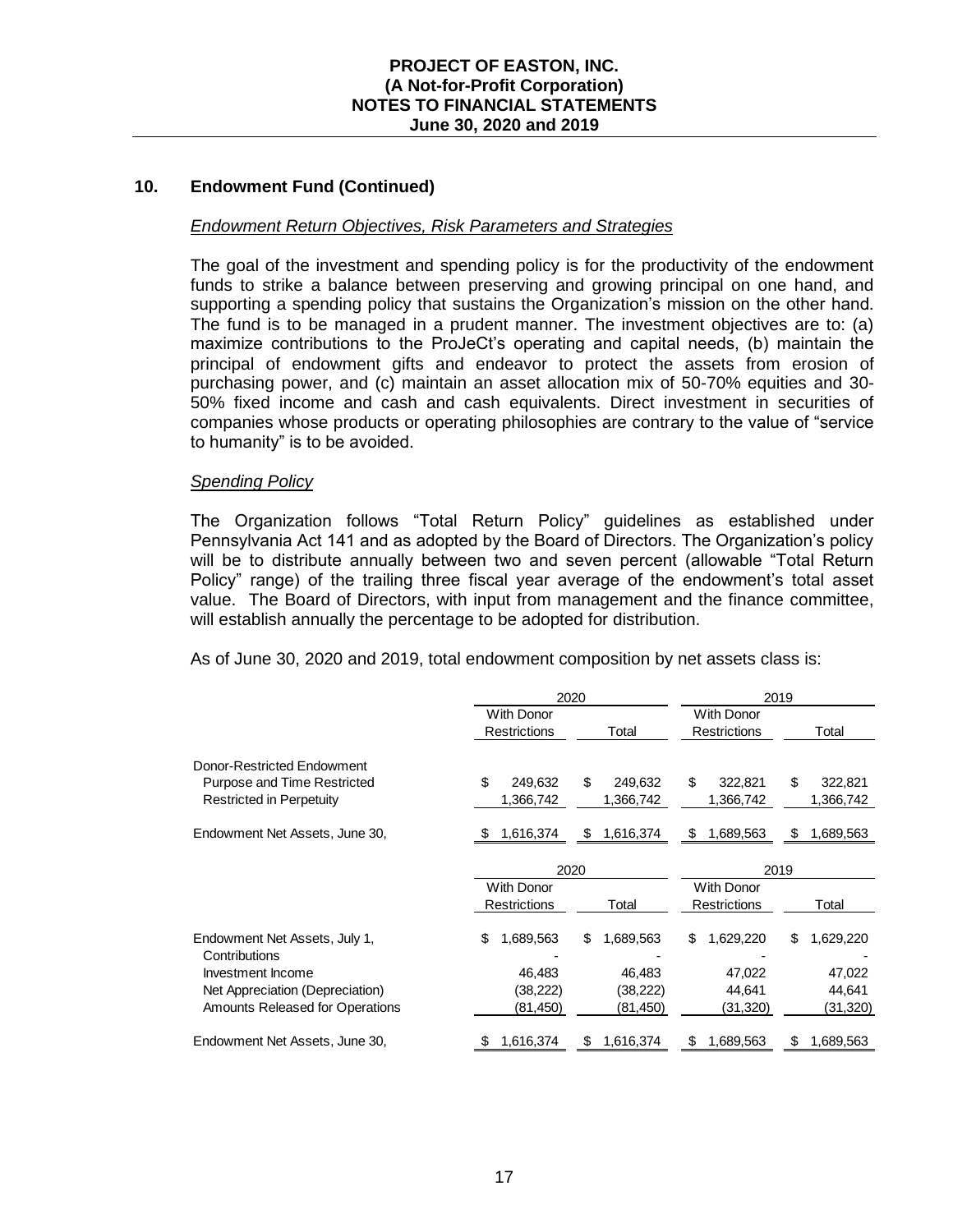## 10. Endowment Fund (Continued)

*Endowment Return Objectives, Risk Parameters and Strategies*

The goal of the investment and spending policy is for the productivity of the endowment funds to strike a balance between preserving and growing principal on one hand, and supporting a spending policy that sustains the Organization's mission on the other hand. The fund is to be managed in a prudent manner. The investment objectives are to: (a) maximize contributions to the ProJeCt's operating and capital needs, (b) maintain the principal of endowment gifts and endeavor to protect the assets from erosion of purchasing power, and (c) maintain an asset allocation mix of 50-70% equities and 30-50% fixed income and cash and cash equivalents. Direct investment in securities of companies whose products or operating philosophies are contrary to the value of "service to humanity" is to be avoided.

*Spending Policy*

The Organization follows "Total Return Policy" guidelines as established under Pennsylvania Act 141 and as adopted by the Board of Directors. The Organization's policy will be to distribute annually between two and seven percent (allowable "Total Return Policy" range) of the trailing three fiscal year average of the endowment's total asset value. The Board of Directors, with input from management and the finance committee, will establish annually the percentage to be adopted for distribution.

As of June 30, 2020 and 2019, total endowment composition by net assets class is:

| | 2020 | | 2019 | |
|---|---|---|---|---|
| | With Donor Restrictions | Total | With Donor Restrictions | Total |
| Donor-Restricted Endowment | | | | |
| Purpose and Time Restricted | $ 249,632 | $ 249,632 | $ 322,821 | $ 322,821 |
| Restricted in Perpetuity | 1,366,742 | 1,366,742 | 1,366,742 | 1,366,742 |
| Endowment Net Assets, June 30, | $ 1,616,374 | $ 1,616,374 | $ 1,689,563 | $ 1,689,563 |

| | 2020 | | 2019 | |
|---|---|---|---|---|
| | With Donor Restrictions | Total | With Donor Restrictions | Total |
| Endowment Net Assets, July 1, | $ 1,689,563 | $ 1,689,563 | $ 1,629,220 | $ 1,629,220 |
| Contributions | - | - | - | - |
| Investment Income | 46,483 | 46,483 | 47,022 | 47,022 |
| Net Appreciation (Depreciation) | (38,222) | (38,222) | 44,641 | 44,641 |
| Amounts Released for Operations | (81,450) | (81,450) | (31,320) | (31,320) |
| Endowment Net Assets, June 30, | $ 1,616,374 | $ 1,616,374 | $ 1,689,563 | $ 1,689,563 |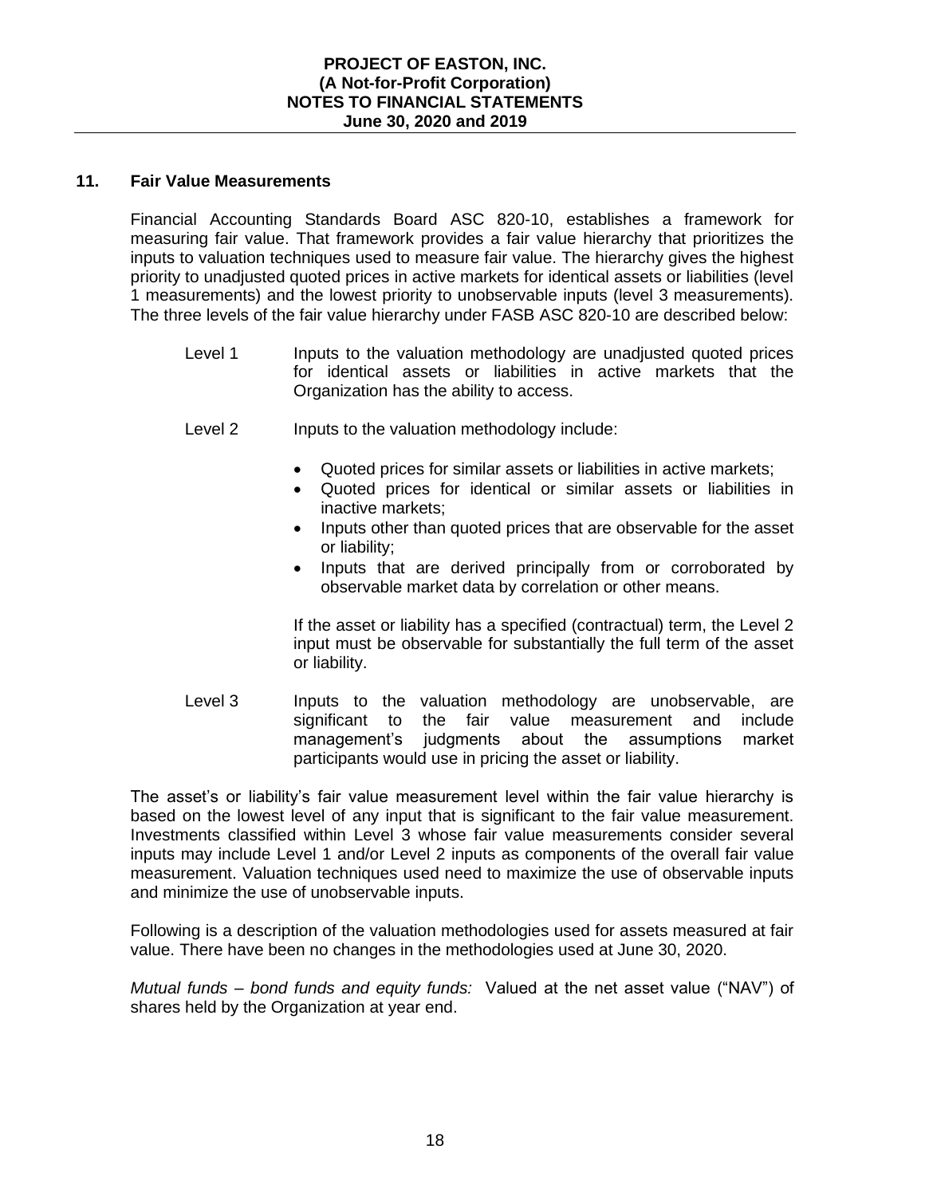## 11. Fair Value Measurements

Financial Accounting Standards Board ASC 820-10, establishes a framework for measuring fair value. That framework provides a fair value hierarchy that prioritizes the inputs to valuation techniques used to measure fair value. The hierarchy gives the highest priority to unadjusted quoted prices in active markets for identical assets or liabilities (level 1 measurements) and the lowest priority to unobservable inputs (level 3 measurements). The three levels of the fair value hierarchy under FASB ASC 820-10 are described below:

Level 1 — Inputs to the valuation methodology are unadjusted quoted prices for identical assets or liabilities in active markets that the Organization has the ability to access.

Level 2 — Inputs to the valuation methodology include:

- Quoted prices for similar assets or liabilities in active markets;
- Quoted prices for identical or similar assets or liabilities in inactive markets;
- Inputs other than quoted prices that are observable for the asset or liability;
- Inputs that are derived principally from or corroborated by observable market data by correlation or other means.

If the asset or liability has a specified (contractual) term, the Level 2 input must be observable for substantially the full term of the asset or liability.

Level 3 — Inputs to the valuation methodology are unobservable, are significant to the fair value measurement and include management's judgments about the assumptions market participants would use in pricing the asset or liability.

The asset's or liability's fair value measurement level within the fair value hierarchy is based on the lowest level of any input that is significant to the fair value measurement. Investments classified within Level 3 whose fair value measurements consider several inputs may include Level 1 and/or Level 2 inputs as components of the overall fair value measurement. Valuation techniques used need to maximize the use of observable inputs and minimize the use of unobservable inputs.

Following is a description of the valuation methodologies used for assets measured at fair value. There have been no changes in the methodologies used at June 30, 2020.

*Mutual funds – bond funds and equity funds:* Valued at the net asset value ("NAV") of shares held by the Organization at year end.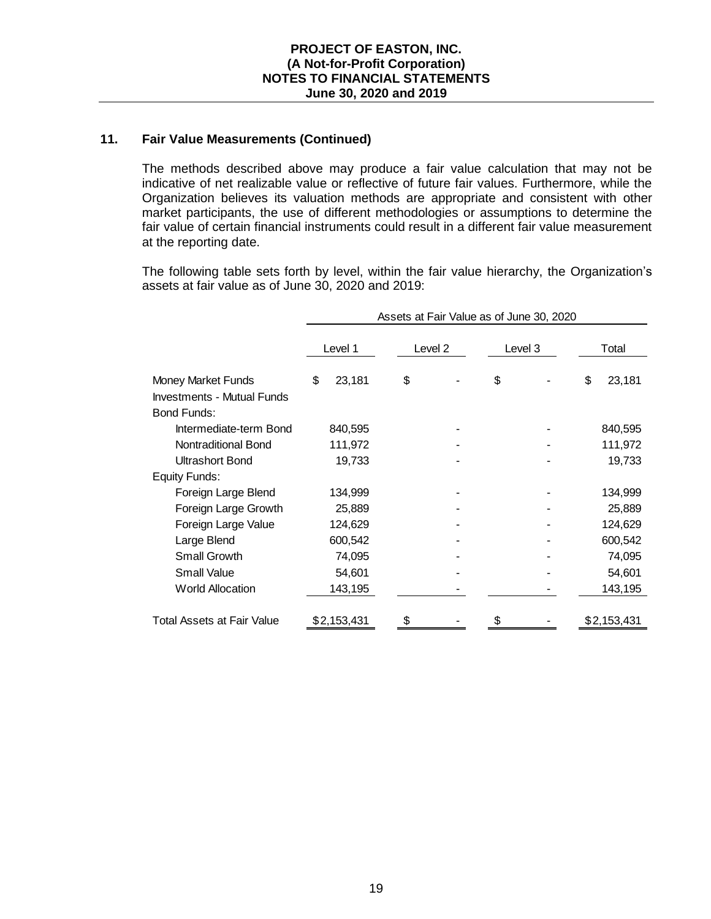## 11. Fair Value Measurements (Continued)

The methods described above may produce a fair value calculation that may not be indicative of net realizable value or reflective of future fair values. Furthermore, while the Organization believes its valuation methods are appropriate and consistent with other market participants, the use of different methodologies or assumptions to determine the fair value of certain financial instruments could result in a different fair value measurement at the reporting date.

The following table sets forth by level, within the fair value hierarchy, the Organization's assets at fair value as of June 30, 2020 and 2019:

| | Assets at Fair Value as of June 30, 2020 | | | |
|---|---|---|---|---|
| | Level 1 | Level 2 | Level 3 | Total |
| Money Market Funds | $ 23,181 | $ - | $ - | $ 23,181 |
| Investments - Mutual Funds | | | | |
| Bond Funds: | | | | |
| Intermediate-term Bond | 840,595 | - | - | 840,595 |
| Nontraditional Bond | 111,972 | - | - | 111,972 |
| Ultrashort Bond | 19,733 | - | - | 19,733 |
| Equity Funds: | | | | |
| Foreign Large Blend | 134,999 | - | - | 134,999 |
| Foreign Large Growth | 25,889 | - | - | 25,889 |
| Foreign Large Value | 124,629 | - | - | 124,629 |
| Large Blend | 600,542 | - | - | 600,542 |
| Small Growth | 74,095 | - | - | 74,095 |
| Small Value | 54,601 | - | - | 54,601 |
| World Allocation | 143,195 | - | - | 143,195 |
| Total Assets at Fair Value | $2,153,431 | $ - | $ - | $2,153,431 |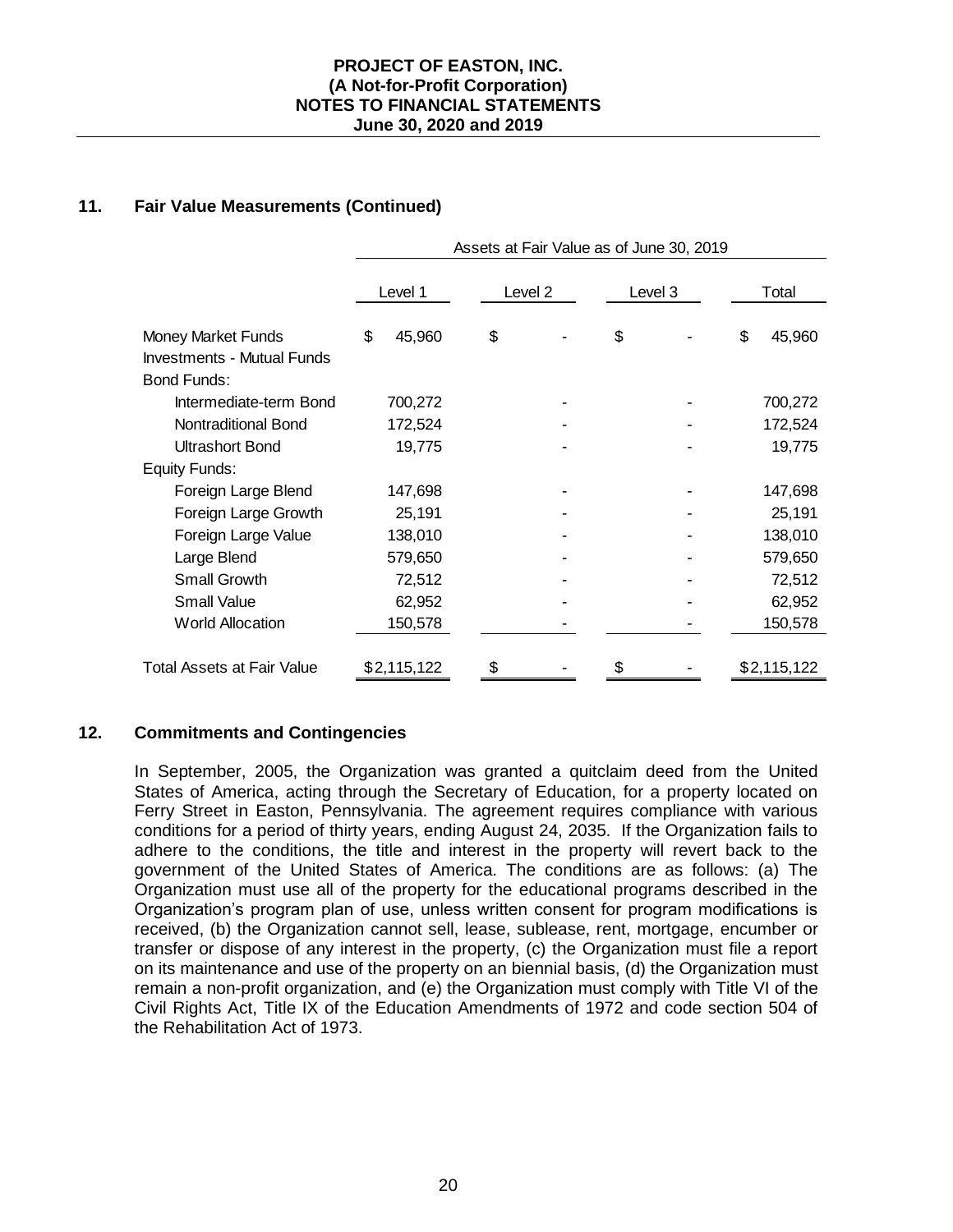## 11. Fair Value Measurements (Continued)

| | Assets at Fair Value as of June 30, 2019 | | | |
|---|---|---|---|---|
| | Level 1 | Level 2 | Level 3 | Total |
| Money Market Funds | $ 45,960 | $ - | $ - | $ 45,960 |
| Investments - Mutual Funds | | | | |
| Bond Funds: | | | | |
| Intermediate-term Bond | 700,272 | - | - | 700,272 |
| Nontraditional Bond | 172,524 | - | - | 172,524 |
| Ultrashort Bond | 19,775 | - | - | 19,775 |
| Equity Funds: | | | | |
| Foreign Large Blend | 147,698 | - | - | 147,698 |
| Foreign Large Growth | 25,191 | - | - | 25,191 |
| Foreign Large Value | 138,010 | - | - | 138,010 |
| Large Blend | 579,650 | - | - | 579,650 |
| Small Growth | 72,512 | - | - | 72,512 |
| Small Value | 62,952 | - | - | 62,952 |
| World Allocation | 150,578 | - | - | 150,578 |
| Total Assets at Fair Value | $2,115,122 | $ - | $ - | $2,115,122 |

## 12. Commitments and Contingencies

In September, 2005, the Organization was granted a quitclaim deed from the United States of America, acting through the Secretary of Education, for a property located on Ferry Street in Easton, Pennsylvania. The agreement requires compliance with various conditions for a period of thirty years, ending August 24, 2035. If the Organization fails to adhere to the conditions, the title and interest in the property will revert back to the government of the United States of America. The conditions are as follows: (a) The Organization must use all of the property for the educational programs described in the Organization's program plan of use, unless written consent for program modifications is received, (b) the Organization cannot sell, lease, sublease, rent, mortgage, encumber or transfer or dispose of any interest in the property, (c) the Organization must file a report on its maintenance and use of the property on an biennial basis, (d) the Organization must remain a non-profit organization, and (e) the Organization must comply with Title VI of the Civil Rights Act, Title IX of the Education Amendments of 1972 and code section 504 of the Rehabilitation Act of 1973.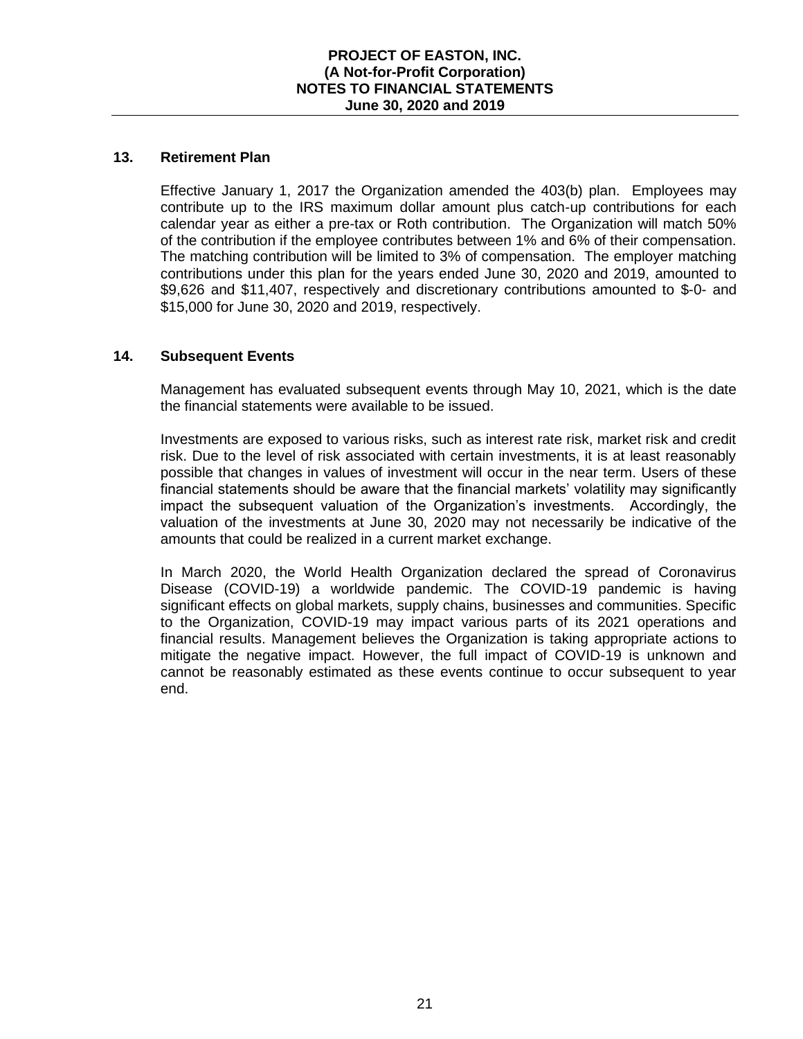## 13. Retirement Plan

Effective January 1, 2017 the Organization amended the 403(b) plan. Employees may contribute up to the IRS maximum dollar amount plus catch-up contributions for each calendar year as either a pre-tax or Roth contribution. The Organization will match 50% of the contribution if the employee contributes between 1% and 6% of their compensation. The matching contribution will be limited to 3% of compensation. The employer matching contributions under this plan for the years ended June 30, 2020 and 2019, amounted to $9,626 and $11,407, respectively and discretionary contributions amounted to $-0- and $15,000 for June 30, 2020 and 2019, respectively.

## 14. Subsequent Events

Management has evaluated subsequent events through May 10, 2021, which is the date the financial statements were available to be issued.

Investments are exposed to various risks, such as interest rate risk, market risk and credit risk. Due to the level of risk associated with certain investments, it is at least reasonably possible that changes in values of investment will occur in the near term. Users of these financial statements should be aware that the financial markets' volatility may significantly impact the subsequent valuation of the Organization's investments. Accordingly, the valuation of the investments at June 30, 2020 may not necessarily be indicative of the amounts that could be realized in a current market exchange.

In March 2020, the World Health Organization declared the spread of Coronavirus Disease (COVID-19) a worldwide pandemic. The COVID-19 pandemic is having significant effects on global markets, supply chains, businesses and communities. Specific to the Organization, COVID-19 may impact various parts of its 2021 operations and financial results. Management believes the Organization is taking appropriate actions to mitigate the negative impact. However, the full impact of COVID-19 is unknown and cannot be reasonably estimated as these events continue to occur subsequent to year end.